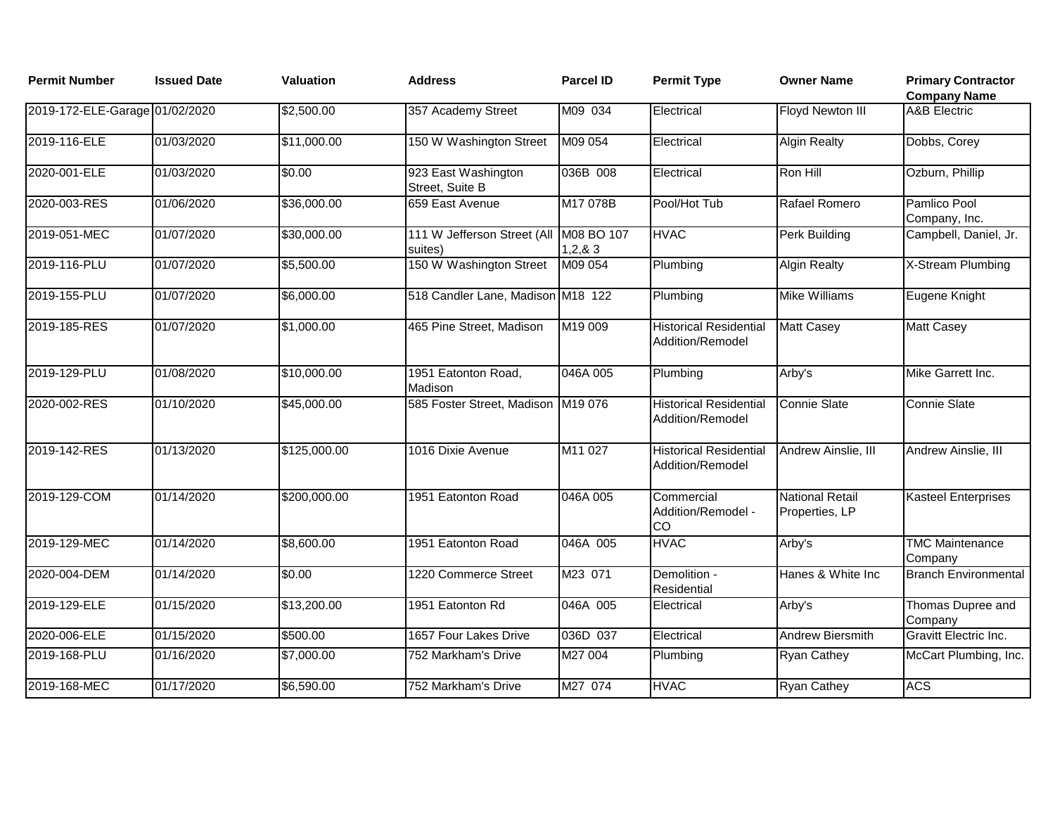| Permit Number | Issued Date | Valuation | Address | Parcel ID | Permit Type | Owner Name | Primary Contractor Company Name |
|---|---|---|---|---|---|---|---|
| 2019-172-ELE-Garage | 01/02/2020 | $2,500.00 | 357 Academy Street | M09 034 | Electrical | Floyd Newton III | A&B Electric |
| 2019-116-ELE | 01/03/2020 | $11,000.00 | 150 W Washington Street | M09 054 | Electrical | Algin Realty | Dobbs, Corey |
| 2020-001-ELE | 01/03/2020 | $0.00 | 923 East Washington Street, Suite B | 036B 008 | Electrical | Ron Hill | Ozburn, Phillip |
| 2020-003-RES | 01/06/2020 | $36,000.00 | 659 East Avenue | M17 078B | Pool/Hot Tub | Rafael Romero | Pamlico Pool Company, Inc. |
| 2019-051-MEC | 01/07/2020 | $30,000.00 | 111 W Jefferson Street (All suites) | M08 BO 107 1,2,& 3 | HVAC | Perk Building | Campbell, Daniel, Jr. |
| 2019-116-PLU | 01/07/2020 | $5,500.00 | 150 W Washington Street | M09 054 | Plumbing | Algin Realty | X-Stream Plumbing |
| 2019-155-PLU | 01/07/2020 | $6,000.00 | 518 Candler Lane, Madison | M18 122 | Plumbing | Mike Williams | Eugene Knight |
| 2019-185-RES | 01/07/2020 | $1,000.00 | 465 Pine Street, Madison | M19 009 | Historical Residential Addition/Remodel | Matt Casey | Matt Casey |
| 2019-129-PLU | 01/08/2020 | $10,000.00 | 1951 Eatonton Road, Madison | 046A 005 | Plumbing | Arby's | Mike Garrett Inc. |
| 2020-002-RES | 01/10/2020 | $45,000.00 | 585 Foster Street, Madison | M19 076 | Historical Residential Addition/Remodel | Connie Slate | Connie Slate |
| 2019-142-RES | 01/13/2020 | $125,000.00 | 1016 Dixie Avenue | M11 027 | Historical Residential Addition/Remodel | Andrew Ainslie, III | Andrew Ainslie, III |
| 2019-129-COM | 01/14/2020 | $200,000.00 | 1951 Eatonton Road | 046A 005 | Commercial Addition/Remodel - CO | National Retail Properties, LP | Kasteel Enterprises |
| 2019-129-MEC | 01/14/2020 | $8,600.00 | 1951 Eatonton Road | 046A 005 | HVAC | Arby's | TMC Maintenance Company |
| 2020-004-DEM | 01/14/2020 | $0.00 | 1220 Commerce Street | M23 071 | Demolition - Residential | Hanes & White Inc | Branch Environmental |
| 2019-129-ELE | 01/15/2020 | $13,200.00 | 1951 Eatonton Rd | 046A 005 | Electrical | Arby's | Thomas Dupree and Company |
| 2020-006-ELE | 01/15/2020 | $500.00 | 1657 Four Lakes Drive | 036D 037 | Electrical | Andrew Biersmith | Gravitt Electric Inc. |
| 2019-168-PLU | 01/16/2020 | $7,000.00 | 752 Markham's Drive | M27 004 | Plumbing | Ryan Cathey | McCart Plumbing, Inc. |
| 2019-168-MEC | 01/17/2020 | $6,590.00 | 752 Markham's Drive | M27 074 | HVAC | Ryan Cathey | ACS |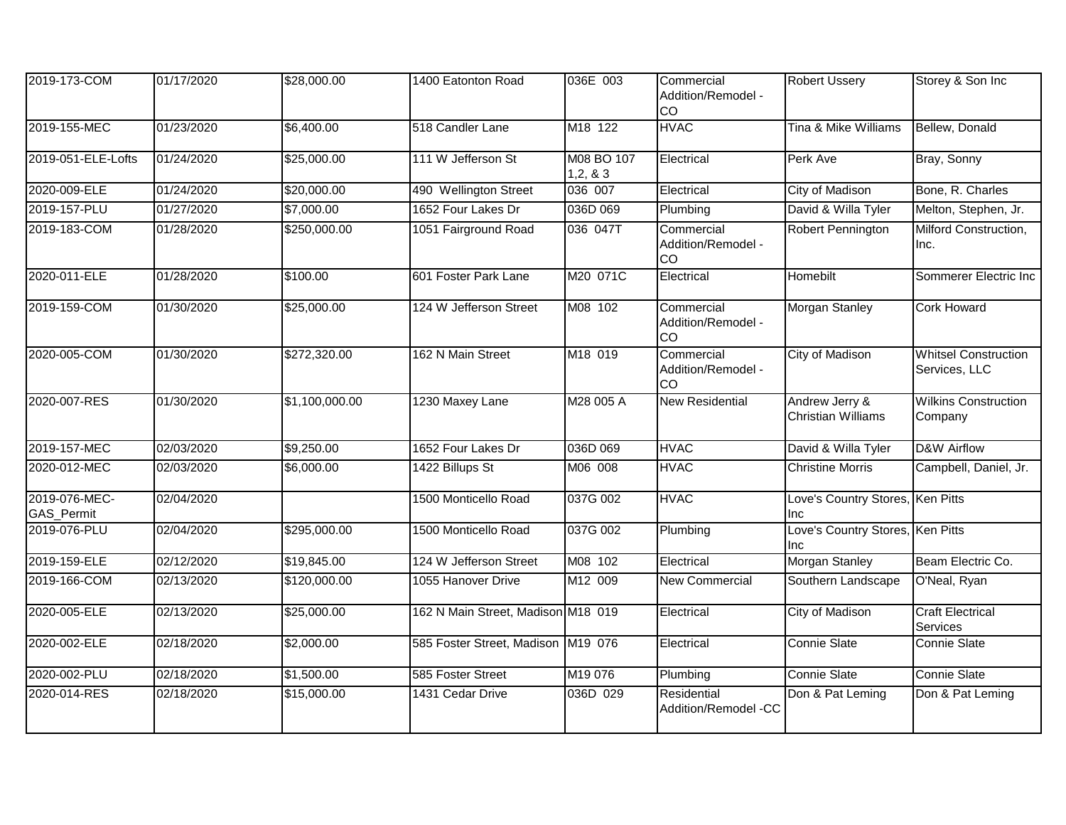| | | | | | | | |
|---|---|---|---|---|---|---|---|
| 2019-173-COM | 01/17/2020 | $28,000.00 | 1400 Eatonton Road | 036E 003 | Commercial Addition/Remodel - CO | Robert Ussery | Storey & Son Inc |
| 2019-155-MEC | 01/23/2020 | $6,400.00 | 518 Candler Lane | M18 122 | HVAC | Tina & Mike Williams | Bellew, Donald |
| 2019-051-ELE-Lofts | 01/24/2020 | $25,000.00 | 111 W Jefferson St | M08 BO 107 1,2, & 3 | Electrical | Perk Ave | Bray, Sonny |
| 2020-009-ELE | 01/24/2020 | $20,000.00 | 490 Wellington Street | 036 007 | Electrical | City of Madison | Bone, R. Charles |
| 2019-157-PLU | 01/27/2020 | $7,000.00 | 1652 Four Lakes Dr | 036D 069 | Plumbing | David & Willa Tyler | Melton, Stephen, Jr. |
| 2019-183-COM | 01/28/2020 | $250,000.00 | 1051 Fairground Road | 036 047T | Commercial Addition/Remodel - CO | Robert Pennington | Milford Construction, Inc. |
| 2020-011-ELE | 01/28/2020 | $100.00 | 601 Foster Park Lane | M20 071C | Electrical | Homebilt | Sommerer Electric Inc |
| 2019-159-COM | 01/30/2020 | $25,000.00 | 124 W Jefferson Street | M08 102 | Commercial Addition/Remodel - CO | Morgan Stanley | Cork Howard |
| 2020-005-COM | 01/30/2020 | $272,320.00 | 162 N Main Street | M18 019 | Commercial Addition/Remodel - CO | City of Madison | Whitsel Construction Services, LLC |
| 2020-007-RES | 01/30/2020 | $1,100,000.00 | 1230 Maxey Lane | M28 005 A | New Residential | Andrew Jerry & Christian Williams | Wilkins Construction Company |
| 2019-157-MEC | 02/03/2020 | $9,250.00 | 1652 Four Lakes Dr | 036D 069 | HVAC | David & Willa Tyler | D&W Airflow |
| 2020-012-MEC | 02/03/2020 | $6,000.00 | 1422 Billups St | M06 008 | HVAC | Christine Morris | Campbell, Daniel, Jr. |
| 2019-076-MEC-GAS_Permit | 02/04/2020 | | 1500 Monticello Road | 037G 002 | HVAC | Love's Country Stores, Inc | Ken Pitts |
| 2019-076-PLU | 02/04/2020 | $295,000.00 | 1500 Monticello Road | 037G 002 | Plumbing | Love's Country Stores, Inc | Ken Pitts |
| 2019-159-ELE | 02/12/2020 | $19,845.00 | 124 W Jefferson Street | M08 102 | Electrical | Morgan Stanley | Beam Electric Co. |
| 2019-166-COM | 02/13/2020 | $120,000.00 | 1055 Hanover Drive | M12 009 | New Commercial | Southern Landscape | O'Neal, Ryan |
| 2020-005-ELE | 02/13/2020 | $25,000.00 | 162 N Main Street, Madison | M18 019 | Electrical | City of Madison | Craft Electrical Services |
| 2020-002-ELE | 02/18/2020 | $2,000.00 | 585 Foster Street, Madison | M19 076 | Electrical | Connie Slate | Connie Slate |
| 2020-002-PLU | 02/18/2020 | $1,500.00 | 585 Foster Street | M19 076 | Plumbing | Connie Slate | Connie Slate |
| 2020-014-RES | 02/18/2020 | $15,000.00 | 1431 Cedar Drive | 036D 029 | Residential Addition/Remodel -CC | Don & Pat Leming | Don & Pat Leming |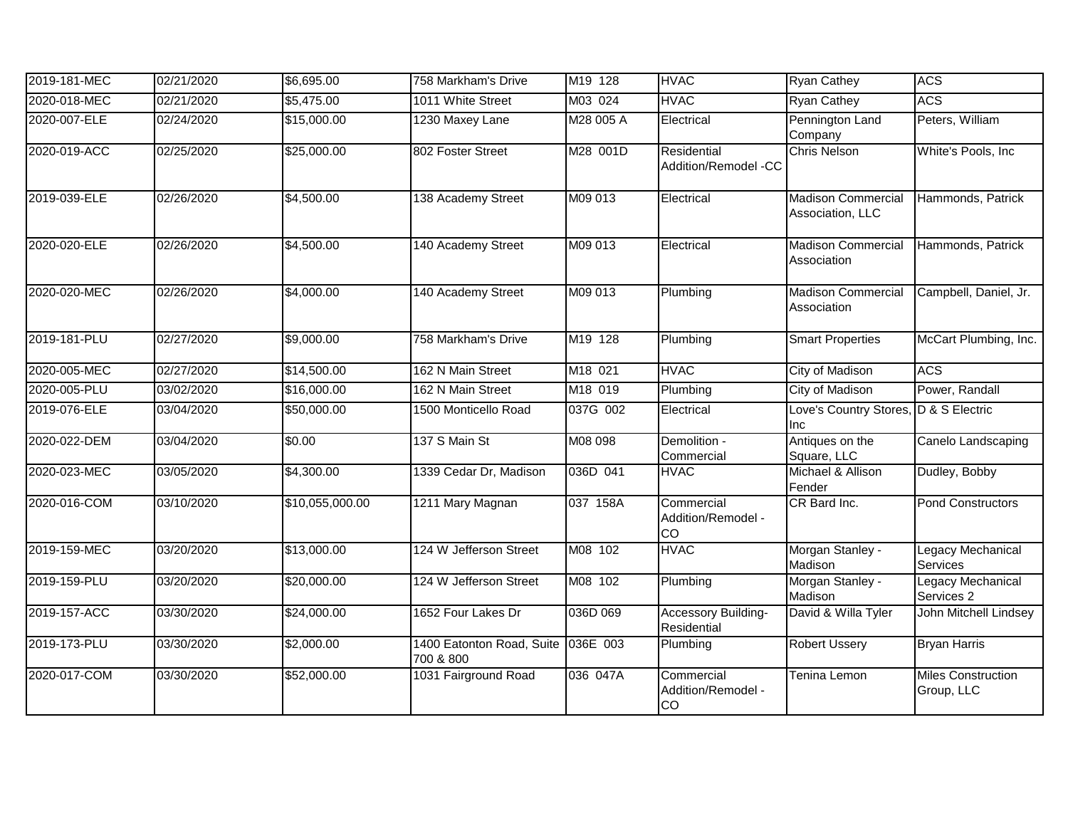| | | | | | | | |
|---|---|---|---|---|---|---|---|
| 2019-181-MEC | 02/21/2020 | $6,695.00 | 758 Markham's Drive | M19 128 | HVAC | Ryan Cathey | ACS |
| 2020-018-MEC | 02/21/2020 | $5,475.00 | 1011 White Street | M03 024 | HVAC | Ryan Cathey | ACS |
| 2020-007-ELE | 02/24/2020 | $15,000.00 | 1230 Maxey Lane | M28 005 A | Electrical | Pennington Land Company | Peters, William |
| 2020-019-ACC | 02/25/2020 | $25,000.00 | 802 Foster Street | M28 001D | Residential Addition/Remodel -CC | Chris Nelson | White's Pools, Inc |
| 2019-039-ELE | 02/26/2020 | $4,500.00 | 138 Academy Street | M09 013 | Electrical | Madison Commercial Association, LLC | Hammonds, Patrick |
| 2020-020-ELE | 02/26/2020 | $4,500.00 | 140 Academy Street | M09 013 | Electrical | Madison Commercial Association | Hammonds, Patrick |
| 2020-020-MEC | 02/26/2020 | $4,000.00 | 140 Academy Street | M09 013 | Plumbing | Madison Commercial Association | Campbell, Daniel, Jr. |
| 2019-181-PLU | 02/27/2020 | $9,000.00 | 758 Markham's Drive | M19 128 | Plumbing | Smart Properties | McCart Plumbing, Inc. |
| 2020-005-MEC | 02/27/2020 | $14,500.00 | 162 N Main Street | M18 021 | HVAC | City of Madison | ACS |
| 2020-005-PLU | 03/02/2020 | $16,000.00 | 162 N Main Street | M18 019 | Plumbing | City of Madison | Power, Randall |
| 2019-076-ELE | 03/04/2020 | $50,000.00 | 1500 Monticello Road | 037G 002 | Electrical | Love's Country Stores, Inc | D & S Electric |
| 2020-022-DEM | 03/04/2020 | $0.00 | 137 S Main St | M08 098 | Demolition - Commercial | Antiques on the Square, LLC | Canelo Landscaping |
| 2020-023-MEC | 03/05/2020 | $4,300.00 | 1339 Cedar Dr, Madison | 036D 041 | HVAC | Michael & Allison Fender | Dudley, Bobby |
| 2020-016-COM | 03/10/2020 | $10,055,000.00 | 1211 Mary Magnan | 037 158A | Commercial Addition/Remodel - CO | CR Bard Inc. | Pond Constructors |
| 2019-159-MEC | 03/20/2020 | $13,000.00 | 124 W Jefferson Street | M08 102 | HVAC | Morgan Stanley - Madison | Legacy Mechanical Services |
| 2019-159-PLU | 03/20/2020 | $20,000.00 | 124 W Jefferson Street | M08 102 | Plumbing | Morgan Stanley - Madison | Legacy Mechanical Services 2 |
| 2019-157-ACC | 03/30/2020 | $24,000.00 | 1652 Four Lakes Dr | 036D 069 | Accessory Building-Residential | David & Willa Tyler | John Mitchell Lindsey |
| 2019-173-PLU | 03/30/2020 | $2,000.00 | 1400 Eatonton Road, Suite 700 & 800 | 036E 003 | Plumbing | Robert Ussery | Bryan Harris |
| 2020-017-COM | 03/30/2020 | $52,000.00 | 1031 Fairground Road | 036 047A | Commercial Addition/Remodel - CO | Tenina Lemon | Miles Construction Group, LLC |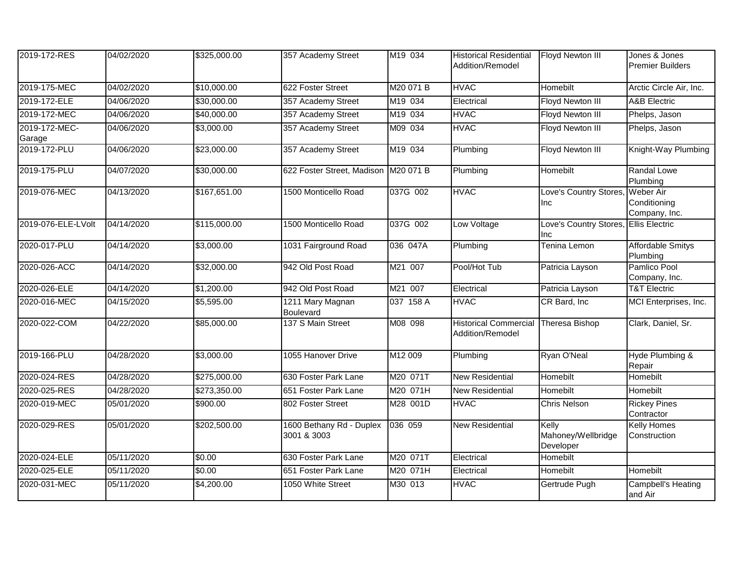| | | | | | | | |
|---|---|---|---|---|---|---|---|
| 2019-172-RES | 04/02/2020 | $325,000.00 | 357 Academy Street | M19 034 | Historical Residential Addition/Remodel | Floyd Newton III | Jones & Jones Premier Builders |
| 2019-175-MEC | 04/02/2020 | $10,000.00 | 622 Foster Street | M20 071 B | HVAC | Homebilt | Arctic Circle Air, Inc. |
| 2019-172-ELE | 04/06/2020 | $30,000.00 | 357 Academy Street | M19 034 | Electrical | Floyd Newton III | A&B Electric |
| 2019-172-MEC | 04/06/2020 | $40,000.00 | 357 Academy Street | M19 034 | HVAC | Floyd Newton III | Phelps, Jason |
| 2019-172-MEC-Garage | 04/06/2020 | $3,000.00 | 357 Academy Street | M09 034 | HVAC | Floyd Newton III | Phelps, Jason |
| 2019-172-PLU | 04/06/2020 | $23,000.00 | 357 Academy Street | M19 034 | Plumbing | Floyd Newton III | Knight-Way Plumbing |
| 2019-175-PLU | 04/07/2020 | $30,000.00 | 622 Foster Street, Madison | M20 071 B | Plumbing | Homebilt | Randal Lowe Plumbing |
| 2019-076-MEC | 04/13/2020 | $167,651.00 | 1500 Monticello Road | 037G 002 | HVAC | Love's Country Stores, Inc | Weber Air Conditioning Company, Inc. |
| 2019-076-ELE-LVolt | 04/14/2020 | $115,000.00 | 1500 Monticello Road | 037G 002 | Low Voltage | Love's Country Stores, Inc | Ellis Electric |
| 2020-017-PLU | 04/14/2020 | $3,000.00 | 1031 Fairground Road | 036 047A | Plumbing | Tenina Lemon | Affordable Smitys Plumbing |
| 2020-026-ACC | 04/14/2020 | $32,000.00 | 942 Old Post Road | M21 007 | Pool/Hot Tub | Patricia Layson | Pamlico Pool Company, Inc. |
| 2020-026-ELE | 04/14/2020 | $1,200.00 | 942 Old Post Road | M21 007 | Electrical | Patricia Layson | T&T Electric |
| 2020-016-MEC | 04/15/2020 | $5,595.00 | 1211 Mary Magnan Boulevard | 037 158 A | HVAC | CR Bard, Inc | MCI Enterprises, Inc. |
| 2020-022-COM | 04/22/2020 | $85,000.00 | 137 S Main Street | M08 098 | Historical Commercial Addition/Remodel | Theresa Bishop | Clark, Daniel, Sr. |
| 2019-166-PLU | 04/28/2020 | $3,000.00 | 1055 Hanover Drive | M12 009 | Plumbing | Ryan O'Neal | Hyde Plumbing & Repair |
| 2020-024-RES | 04/28/2020 | $275,000.00 | 630 Foster Park Lane | M20 071T | New Residential | Homebilt | Homebilt |
| 2020-025-RES | 04/28/2020 | $273,350.00 | 651 Foster Park Lane | M20 071H | New Residential | Homebilt | Homebilt |
| 2020-019-MEC | 05/01/2020 | $900.00 | 802 Foster Street | M28 001D | HVAC | Chris Nelson | Rickey Pines Contractor |
| 2020-029-RES | 05/01/2020 | $202,500.00 | 1600 Bethany Rd - Duplex 3001 & 3003 | 036 059 | New Residential | Kelly Mahoney/Wellbridge Developer | Kelly Homes Construction |
| 2020-024-ELE | 05/11/2020 | $0.00 | 630 Foster Park Lane | M20 071T | Electrical | Homebilt | |
| 2020-025-ELE | 05/11/2020 | $0.00 | 651 Foster Park Lane | M20 071H | Electrical | Homebilt | Homebilt |
| 2020-031-MEC | 05/11/2020 | $4,200.00 | 1050 White Street | M30 013 | HVAC | Gertrude Pugh | Campbell's Heating and Air |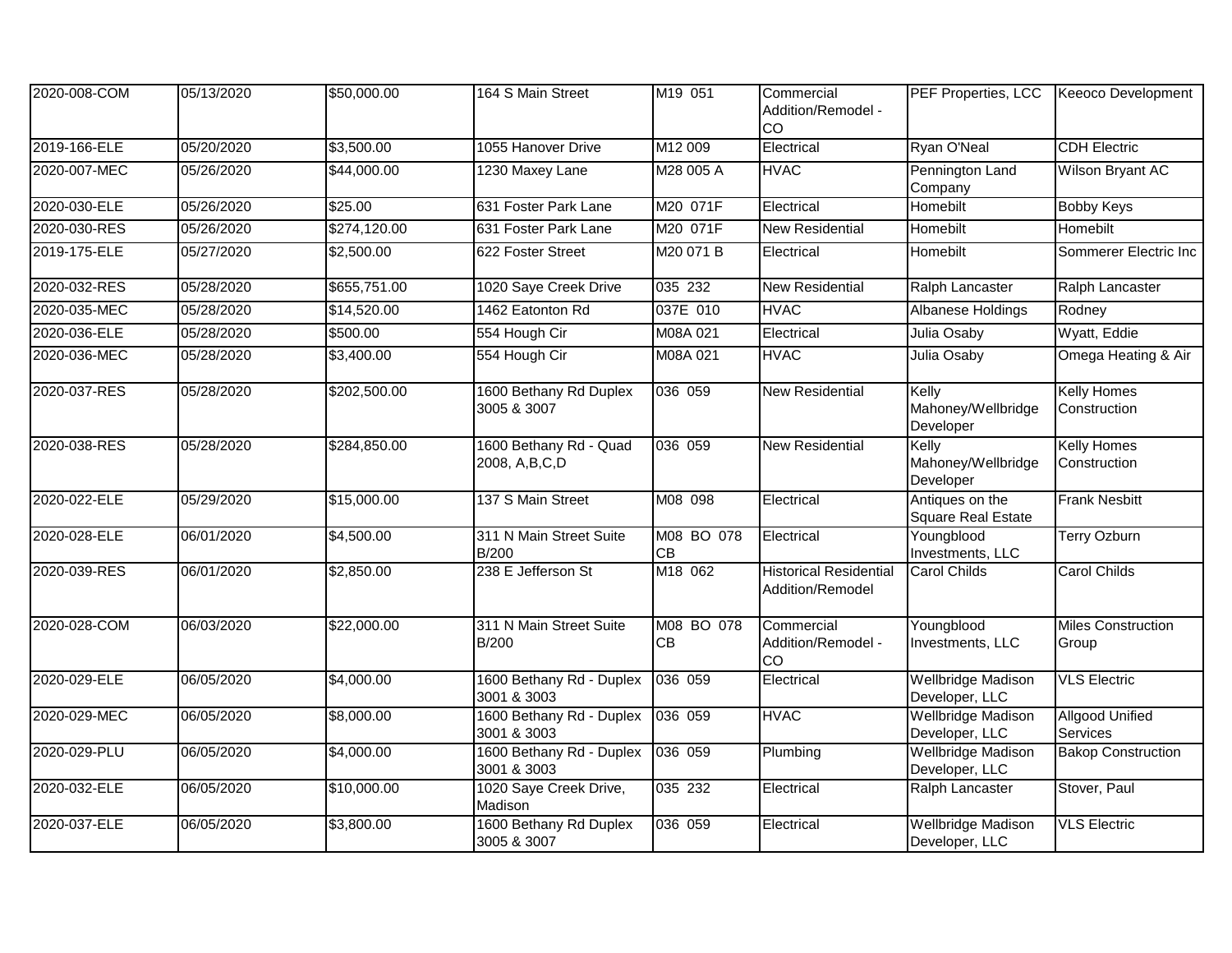| 2020-008-COM | 05/13/2020 | $50,000.00 | 164 S Main Street | M19 051 | Commercial Addition/Remodel - CO | PEF Properties, LCC | Keeoco Development |
|---|---|---|---|---|---|---|---|
| 2019-166-ELE | 05/20/2020 | $3,500.00 | 1055 Hanover Drive | M12 009 | Electrical | Ryan O'Neal | CDH Electric |
| 2020-007-MEC | 05/26/2020 | $44,000.00 | 1230 Maxey Lane | M28 005 A | HVAC | Pennington Land Company | Wilson Bryant AC |
| 2020-030-ELE | 05/26/2020 | $25.00 | 631 Foster Park Lane | M20 071F | Electrical | Homebilt | Bobby Keys |
| 2020-030-RES | 05/26/2020 | $274,120.00 | 631 Foster Park Lane | M20 071F | New Residential | Homebilt | Homebilt |
| 2019-175-ELE | 05/27/2020 | $2,500.00 | 622 Foster Street | M20 071 B | Electrical | Homebilt | Sommerer Electric Inc |
| 2020-032-RES | 05/28/2020 | $655,751.00 | 1020 Saye Creek Drive | 035 232 | New Residential | Ralph Lancaster | Ralph Lancaster |
| 2020-035-MEC | 05/28/2020 | $14,520.00 | 1462 Eatonton Rd | 037E 010 | HVAC | Albanese Holdings | Rodney |
| 2020-036-ELE | 05/28/2020 | $500.00 | 554 Hough Cir | M08A 021 | Electrical | Julia Osaby | Wyatt, Eddie |
| 2020-036-MEC | 05/28/2020 | $3,400.00 | 554 Hough Cir | M08A 021 | HVAC | Julia Osaby | Omega Heating & Air |
| 2020-037-RES | 05/28/2020 | $202,500.00 | 1600 Bethany Rd Duplex 3005 & 3007 | 036 059 | New Residential | Kelly Mahoney/Wellbridge Developer | Kelly Homes Construction |
| 2020-038-RES | 05/28/2020 | $284,850.00 | 1600 Bethany Rd - Quad 2008, A,B,C,D | 036 059 | New Residential | Kelly Mahoney/Wellbridge Developer | Kelly Homes Construction |
| 2020-022-ELE | 05/29/2020 | $15,000.00 | 137 S Main Street | M08 098 | Electrical | Antiques on the Square Real Estate | Frank Nesbitt |
| 2020-028-ELE | 06/01/2020 | $4,500.00 | 311 N Main Street Suite B/200 | M08 BO 078 CB | Electrical | Youngblood Investments, LLC | Terry Ozburn |
| 2020-039-RES | 06/01/2020 | $2,850.00 | 238 E Jefferson St | M18 062 | Historical Residential Addition/Remodel | Carol Childs | Carol Childs |
| 2020-028-COM | 06/03/2020 | $22,000.00 | 311 N Main Street Suite B/200 | M08 BO 078 CB | Commercial Addition/Remodel - CO | Youngblood Investments, LLC | Miles Construction Group |
| 2020-029-ELE | 06/05/2020 | $4,000.00 | 1600 Bethany Rd - Duplex 3001 & 3003 | 036 059 | Electrical | Wellbridge Madison Developer, LLC | VLS Electric |
| 2020-029-MEC | 06/05/2020 | $8,000.00 | 1600 Bethany Rd - Duplex 3001 & 3003 | 036 059 | HVAC | Wellbridge Madison Developer, LLC | Allgood Unified Services |
| 2020-029-PLU | 06/05/2020 | $4,000.00 | 1600 Bethany Rd - Duplex 3001 & 3003 | 036 059 | Plumbing | Wellbridge Madison Developer, LLC | Bakop Construction |
| 2020-032-ELE | 06/05/2020 | $10,000.00 | 1020 Saye Creek Drive, Madison | 035 232 | Electrical | Ralph Lancaster | Stover, Paul |
| 2020-037-ELE | 06/05/2020 | $3,800.00 | 1600 Bethany Rd Duplex 3005 & 3007 | 036 059 | Electrical | Wellbridge Madison Developer, LLC | VLS Electric |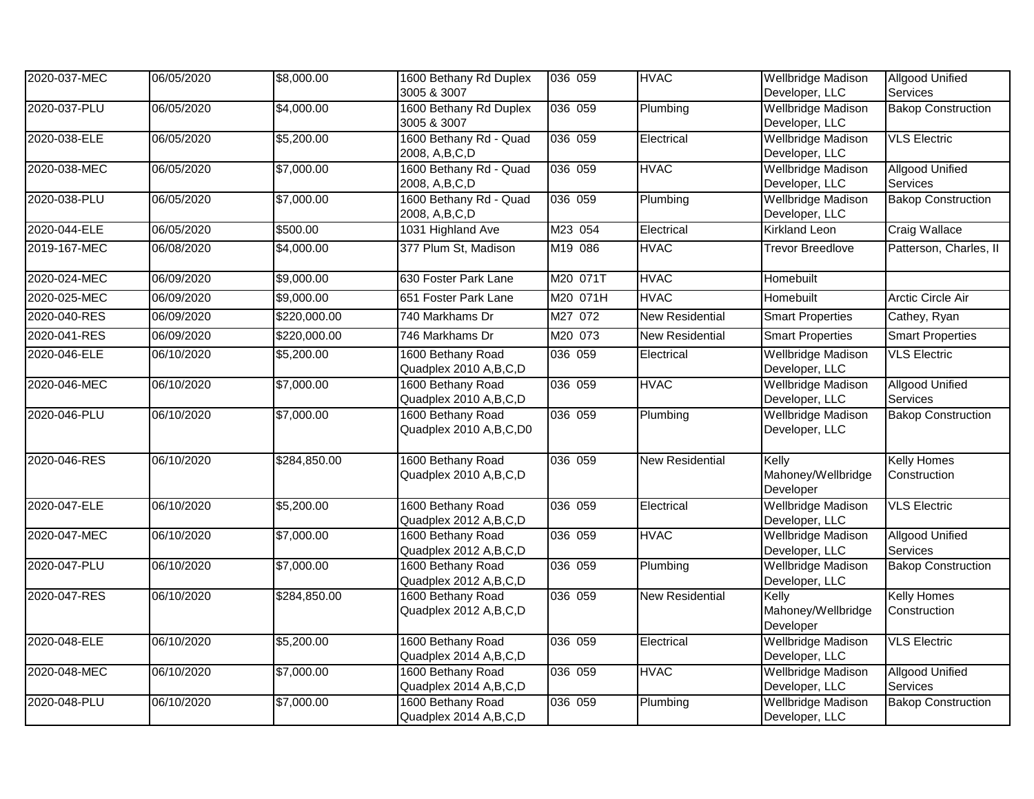| 2020-037-MEC | 06/05/2020 | $8,000.00 | 1600 Bethany Rd Duplex 3005 & 3007 | 036 059 | HVAC | Wellbridge Madison Developer, LLC | Allgood Unified Services |
|---|---|---|---|---|---|---|---|
| 2020-037-PLU | 06/05/2020 | $4,000.00 | 1600 Bethany Rd Duplex 3005 & 3007 | 036 059 | Plumbing | Wellbridge Madison Developer, LLC | Bakop Construction |
| 2020-038-ELE | 06/05/2020 | $5,200.00 | 1600 Bethany Rd - Quad 2008, A,B,C,D | 036 059 | Electrical | Wellbridge Madison Developer, LLC | VLS Electric |
| 2020-038-MEC | 06/05/2020 | $7,000.00 | 1600 Bethany Rd - Quad 2008, A,B,C,D | 036 059 | HVAC | Wellbridge Madison Developer, LLC | Allgood Unified Services |
| 2020-038-PLU | 06/05/2020 | $7,000.00 | 1600 Bethany Rd - Quad 2008, A,B,C,D | 036 059 | Plumbing | Wellbridge Madison Developer, LLC | Bakop Construction |
| 2020-044-ELE | 06/05/2020 | $500.00 | 1031 Highland Ave | M23 054 | Electrical | Kirkland Leon | Craig Wallace |
| 2019-167-MEC | 06/08/2020 | $4,000.00 | 377 Plum St, Madison | M19 086 | HVAC | Trevor Breedlove | Patterson, Charles, II |
| 2020-024-MEC | 06/09/2020 | $9,000.00 | 630 Foster Park Lane | M20 071T | HVAC | Homebuilt | |
| 2020-025-MEC | 06/09/2020 | $9,000.00 | 651 Foster Park Lane | M20 071H | HVAC | Homebuilt | Arctic Circle Air |
| 2020-040-RES | 06/09/2020 | $220,000.00 | 740 Markhams Dr | M27 072 | New Residential | Smart Properties | Cathey, Ryan |
| 2020-041-RES | 06/09/2020 | $220,000.00 | 746 Markhams Dr | M20 073 | New Residential | Smart Properties | Smart Properties |
| 2020-046-ELE | 06/10/2020 | $5,200.00 | 1600 Bethany Road Quadplex 2010 A,B,C,D | 036 059 | Electrical | Wellbridge Madison Developer, LLC | VLS Electric |
| 2020-046-MEC | 06/10/2020 | $7,000.00 | 1600 Bethany Road Quadplex 2010 A,B,C,D | 036 059 | HVAC | Wellbridge Madison Developer, LLC | Allgood Unified Services |
| 2020-046-PLU | 06/10/2020 | $7,000.00 | 1600 Bethany Road Quadplex 2010 A,B,C,D0 | 036 059 | Plumbing | Wellbridge Madison Developer, LLC | Bakop Construction |
| 2020-046-RES | 06/10/2020 | $284,850.00 | 1600 Bethany Road Quadplex 2010 A,B,C,D | 036 059 | New Residential | Kelly Mahoney/Wellbridge Developer | Kelly Homes Construction |
| 2020-047-ELE | 06/10/2020 | $5,200.00 | 1600 Bethany Road Quadplex 2012 A,B,C,D | 036 059 | Electrical | Wellbridge Madison Developer, LLC | VLS Electric |
| 2020-047-MEC | 06/10/2020 | $7,000.00 | 1600 Bethany Road Quadplex 2012 A,B,C,D | 036 059 | HVAC | Wellbridge Madison Developer, LLC | Allgood Unified Services |
| 2020-047-PLU | 06/10/2020 | $7,000.00 | 1600 Bethany Road Quadplex 2012 A,B,C,D | 036 059 | Plumbing | Wellbridge Madison Developer, LLC | Bakop Construction |
| 2020-047-RES | 06/10/2020 | $284,850.00 | 1600 Bethany Road Quadplex 2012 A,B,C,D | 036 059 | New Residential | Kelly Mahoney/Wellbridge Developer | Kelly Homes Construction |
| 2020-048-ELE | 06/10/2020 | $5,200.00 | 1600 Bethany Road Quadplex 2014 A,B,C,D | 036 059 | Electrical | Wellbridge Madison Developer, LLC | VLS Electric |
| 2020-048-MEC | 06/10/2020 | $7,000.00 | 1600 Bethany Road Quadplex 2014 A,B,C,D | 036 059 | HVAC | Wellbridge Madison Developer, LLC | Allgood Unified Services |
| 2020-048-PLU | 06/10/2020 | $7,000.00 | 1600 Bethany Road Quadplex 2014 A,B,C,D | 036 059 | Plumbing | Wellbridge Madison Developer, LLC | Bakop Construction |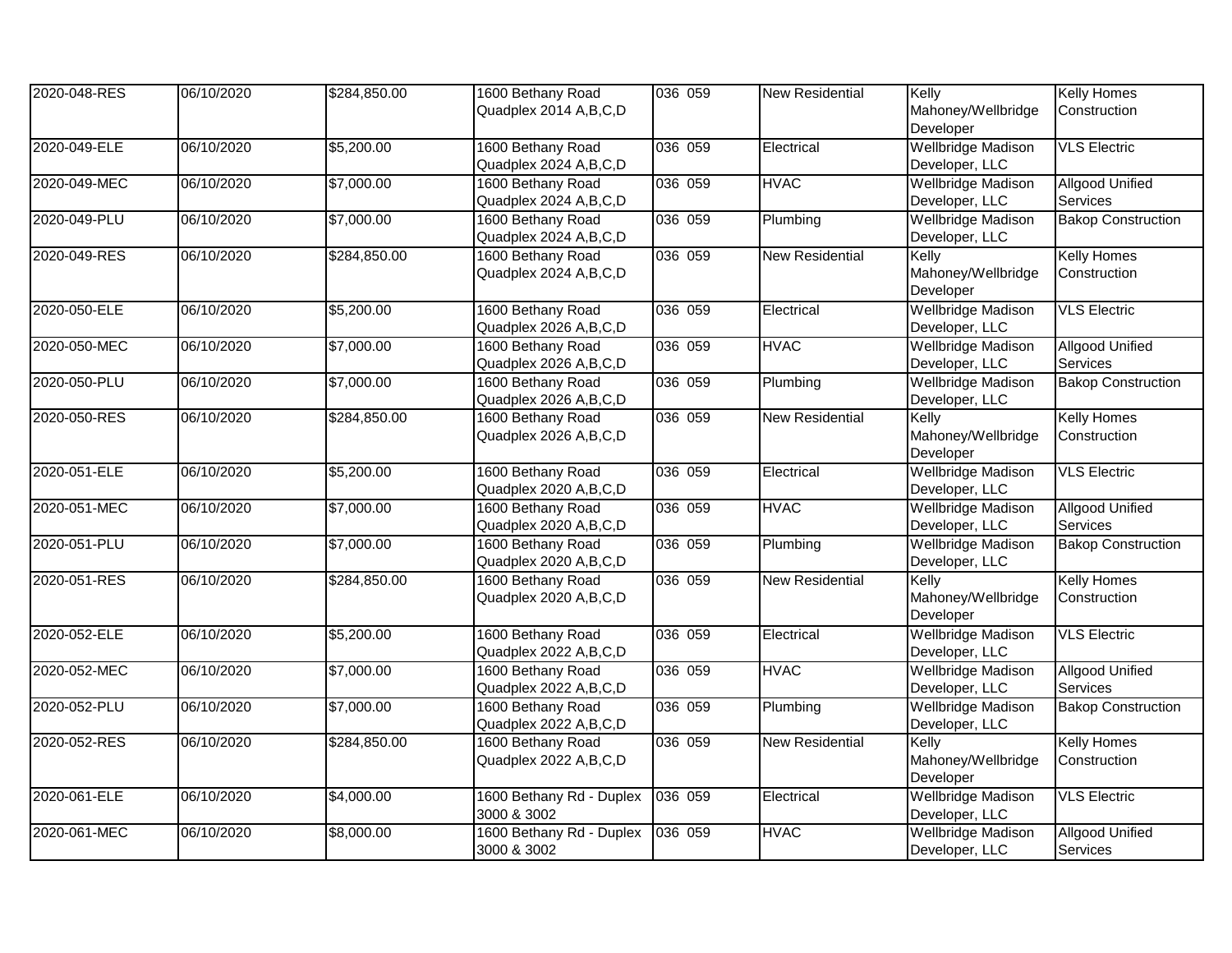| 2020-048-RES | 06/10/2020 | $284,850.00 | 1600 Bethany Road Quadplex 2014 A,B,C,D | 036 059 | New Residential | Kelly Mahoney/Wellbridge Developer | Kelly Homes Construction |
|---|---|---|---|---|---|---|---|
| 2020-049-ELE | 06/10/2020 | $5,200.00 | 1600 Bethany Road Quadplex 2024 A,B,C,D | 036 059 | Electrical | Wellbridge Madison Developer, LLC | VLS Electric |
| 2020-049-MEC | 06/10/2020 | $7,000.00 | 1600 Bethany Road Quadplex 2024 A,B,C,D | 036 059 | HVAC | Wellbridge Madison Developer, LLC | Allgood Unified Services |
| 2020-049-PLU | 06/10/2020 | $7,000.00 | 1600 Bethany Road Quadplex 2024 A,B,C,D | 036 059 | Plumbing | Wellbridge Madison Developer, LLC | Bakop Construction |
| 2020-049-RES | 06/10/2020 | $284,850.00 | 1600 Bethany Road Quadplex 2024 A,B,C,D | 036 059 | New Residential | Kelly Mahoney/Wellbridge Developer | Kelly Homes Construction |
| 2020-050-ELE | 06/10/2020 | $5,200.00 | 1600 Bethany Road Quadplex 2026 A,B,C,D | 036 059 | Electrical | Wellbridge Madison Developer, LLC | VLS Electric |
| 2020-050-MEC | 06/10/2020 | $7,000.00 | 1600 Bethany Road Quadplex 2026 A,B,C,D | 036 059 | HVAC | Wellbridge Madison Developer, LLC | Allgood Unified Services |
| 2020-050-PLU | 06/10/2020 | $7,000.00 | 1600 Bethany Road Quadplex 2026 A,B,C,D | 036 059 | Plumbing | Wellbridge Madison Developer, LLC | Bakop Construction |
| 2020-050-RES | 06/10/2020 | $284,850.00 | 1600 Bethany Road Quadplex 2026 A,B,C,D | 036 059 | New Residential | Kelly Mahoney/Wellbridge Developer | Kelly Homes Construction |
| 2020-051-ELE | 06/10/2020 | $5,200.00 | 1600 Bethany Road Quadplex 2020 A,B,C,D | 036 059 | Electrical | Wellbridge Madison Developer, LLC | VLS Electric |
| 2020-051-MEC | 06/10/2020 | $7,000.00 | 1600 Bethany Road Quadplex 2020 A,B,C,D | 036 059 | HVAC | Wellbridge Madison Developer, LLC | Allgood Unified Services |
| 2020-051-PLU | 06/10/2020 | $7,000.00 | 1600 Bethany Road Quadplex 2020 A,B,C,D | 036 059 | Plumbing | Wellbridge Madison Developer, LLC | Bakop Construction |
| 2020-051-RES | 06/10/2020 | $284,850.00 | 1600 Bethany Road Quadplex 2020 A,B,C,D | 036 059 | New Residential | Kelly Mahoney/Wellbridge Developer | Kelly Homes Construction |
| 2020-052-ELE | 06/10/2020 | $5,200.00 | 1600 Bethany Road Quadplex 2022 A,B,C,D | 036 059 | Electrical | Wellbridge Madison Developer, LLC | VLS Electric |
| 2020-052-MEC | 06/10/2020 | $7,000.00 | 1600 Bethany Road Quadplex 2022 A,B,C,D | 036 059 | HVAC | Wellbridge Madison Developer, LLC | Allgood Unified Services |
| 2020-052-PLU | 06/10/2020 | $7,000.00 | 1600 Bethany Road Quadplex 2022 A,B,C,D | 036 059 | Plumbing | Wellbridge Madison Developer, LLC | Bakop Construction |
| 2020-052-RES | 06/10/2020 | $284,850.00 | 1600 Bethany Road Quadplex 2022 A,B,C,D | 036 059 | New Residential | Kelly Mahoney/Wellbridge Developer | Kelly Homes Construction |
| 2020-061-ELE | 06/10/2020 | $4,000.00 | 1600 Bethany Rd - Duplex 3000 & 3002 | 036 059 | Electrical | Wellbridge Madison Developer, LLC | VLS Electric |
| 2020-061-MEC | 06/10/2020 | $8,000.00 | 1600 Bethany Rd - Duplex 3000 & 3002 | 036 059 | HVAC | Wellbridge Madison Developer, LLC | Allgood Unified Services |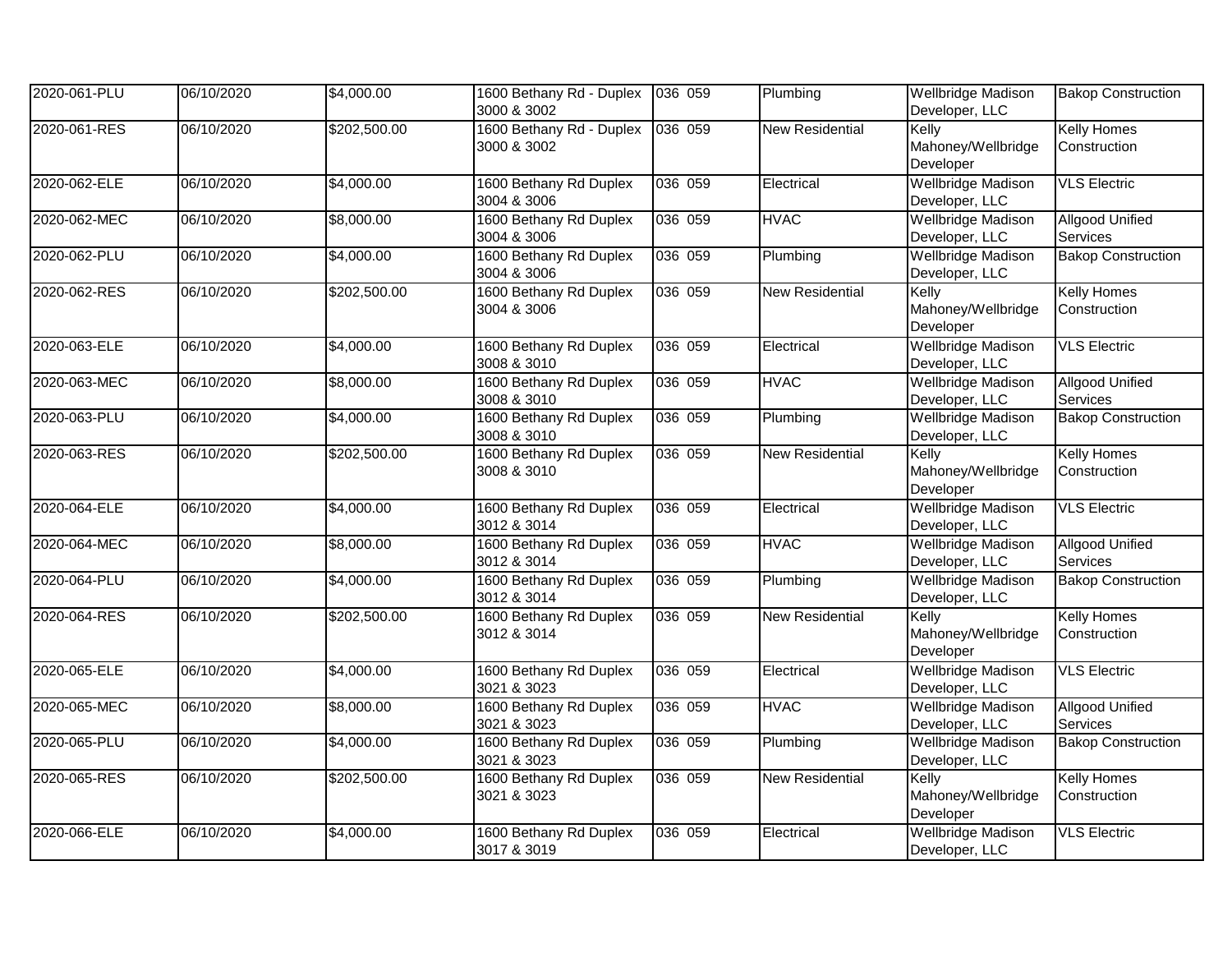| 2020-061-PLU | 06/10/2020 | $4,000.00 | 1600 Bethany Rd - Duplex 3000 & 3002 | 036 059 | Plumbing | Wellbridge Madison Developer, LLC | Bakop Construction |
|---|---|---|---|---|---|---|---|
| 2020-061-RES | 06/10/2020 | $202,500.00 | 1600 Bethany Rd - Duplex 3000 & 3002 | 036 059 | New Residential | Kelly Mahoney/Wellbridge Developer | Kelly Homes Construction |
| 2020-062-ELE | 06/10/2020 | $4,000.00 | 1600 Bethany Rd Duplex 3004 & 3006 | 036 059 | Electrical | Wellbridge Madison Developer, LLC | VLS Electric |
| 2020-062-MEC | 06/10/2020 | $8,000.00 | 1600 Bethany Rd Duplex 3004 & 3006 | 036 059 | HVAC | Wellbridge Madison Developer, LLC | Allgood Unified Services |
| 2020-062-PLU | 06/10/2020 | $4,000.00 | 1600 Bethany Rd Duplex 3004 & 3006 | 036 059 | Plumbing | Wellbridge Madison Developer, LLC | Bakop Construction |
| 2020-062-RES | 06/10/2020 | $202,500.00 | 1600 Bethany Rd Duplex 3004 & 3006 | 036 059 | New Residential | Kelly Mahoney/Wellbridge Developer | Kelly Homes Construction |
| 2020-063-ELE | 06/10/2020 | $4,000.00 | 1600 Bethany Rd Duplex 3008 & 3010 | 036 059 | Electrical | Wellbridge Madison Developer, LLC | VLS Electric |
| 2020-063-MEC | 06/10/2020 | $8,000.00 | 1600 Bethany Rd Duplex 3008 & 3010 | 036 059 | HVAC | Wellbridge Madison Developer, LLC | Allgood Unified Services |
| 2020-063-PLU | 06/10/2020 | $4,000.00 | 1600 Bethany Rd Duplex 3008 & 3010 | 036 059 | Plumbing | Wellbridge Madison Developer, LLC | Bakop Construction |
| 2020-063-RES | 06/10/2020 | $202,500.00 | 1600 Bethany Rd Duplex 3008 & 3010 | 036 059 | New Residential | Kelly Mahoney/Wellbridge Developer | Kelly Homes Construction |
| 2020-064-ELE | 06/10/2020 | $4,000.00 | 1600 Bethany Rd Duplex 3012 & 3014 | 036 059 | Electrical | Wellbridge Madison Developer, LLC | VLS Electric |
| 2020-064-MEC | 06/10/2020 | $8,000.00 | 1600 Bethany Rd Duplex 3012 & 3014 | 036 059 | HVAC | Wellbridge Madison Developer, LLC | Allgood Unified Services |
| 2020-064-PLU | 06/10/2020 | $4,000.00 | 1600 Bethany Rd Duplex 3012 & 3014 | 036 059 | Plumbing | Wellbridge Madison Developer, LLC | Bakop Construction |
| 2020-064-RES | 06/10/2020 | $202,500.00 | 1600 Bethany Rd Duplex 3012 & 3014 | 036 059 | New Residential | Kelly Mahoney/Wellbridge Developer | Kelly Homes Construction |
| 2020-065-ELE | 06/10/2020 | $4,000.00 | 1600 Bethany Rd Duplex 3021 & 3023 | 036 059 | Electrical | Wellbridge Madison Developer, LLC | VLS Electric |
| 2020-065-MEC | 06/10/2020 | $8,000.00 | 1600 Bethany Rd Duplex 3021 & 3023 | 036 059 | HVAC | Wellbridge Madison Developer, LLC | Allgood Unified Services |
| 2020-065-PLU | 06/10/2020 | $4,000.00 | 1600 Bethany Rd Duplex 3021 & 3023 | 036 059 | Plumbing | Wellbridge Madison Developer, LLC | Bakop Construction |
| 2020-065-RES | 06/10/2020 | $202,500.00 | 1600 Bethany Rd Duplex 3021 & 3023 | 036 059 | New Residential | Kelly Mahoney/Wellbridge Developer | Kelly Homes Construction |
| 2020-066-ELE | 06/10/2020 | $4,000.00 | 1600 Bethany Rd Duplex 3017 & 3019 | 036 059 | Electrical | Wellbridge Madison Developer, LLC | VLS Electric |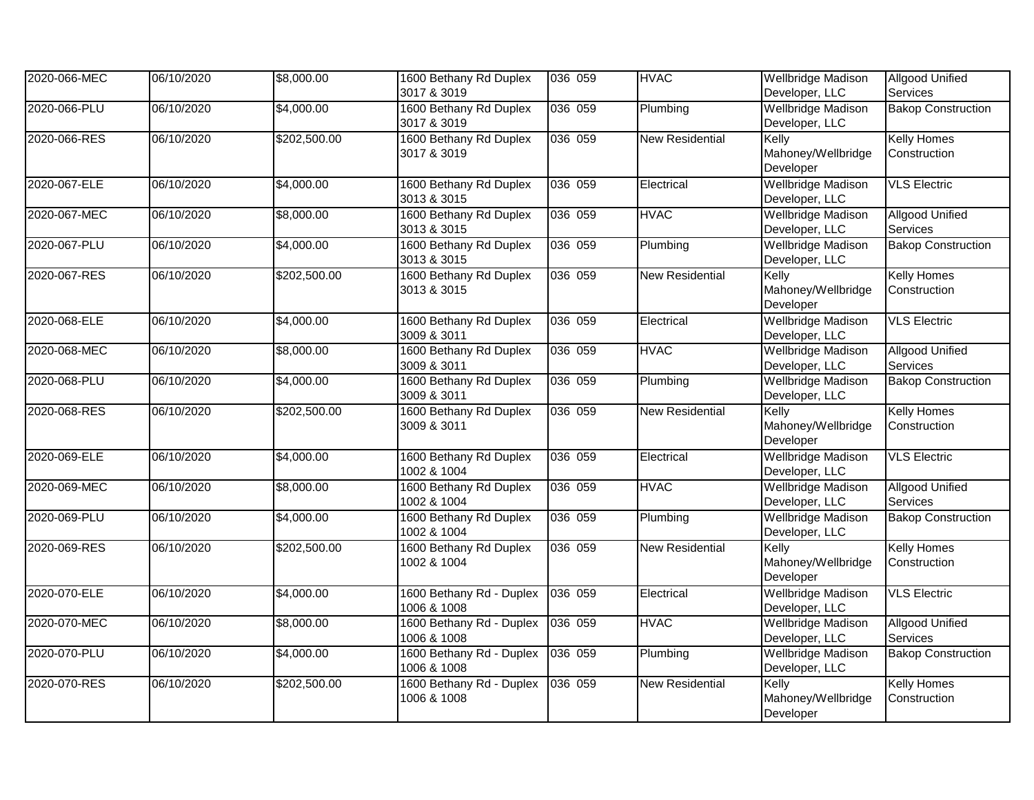| 2020-066-MEC | 06/10/2020 | $8,000.00 | 1600 Bethany Rd Duplex 3017 & 3019 | 036 059 | HVAC | Wellbridge Madison Developer, LLC | Allgood Unified Services |
|---|---|---|---|---|---|---|---|
| 2020-066-PLU | 06/10/2020 | $4,000.00 | 1600 Bethany Rd Duplex 3017 & 3019 | 036 059 | Plumbing | Wellbridge Madison Developer, LLC | Bakop Construction |
| 2020-066-RES | 06/10/2020 | $202,500.00 | 1600 Bethany Rd Duplex 3017 & 3019 | 036 059 | New Residential | Kelly Mahoney/Wellbridge Developer | Kelly Homes Construction |
| 2020-067-ELE | 06/10/2020 | $4,000.00 | 1600 Bethany Rd Duplex 3013 & 3015 | 036 059 | Electrical | Wellbridge Madison Developer, LLC | VLS Electric |
| 2020-067-MEC | 06/10/2020 | $8,000.00 | 1600 Bethany Rd Duplex 3013 & 3015 | 036 059 | HVAC | Wellbridge Madison Developer, LLC | Allgood Unified Services |
| 2020-067-PLU | 06/10/2020 | $4,000.00 | 1600 Bethany Rd Duplex 3013 & 3015 | 036 059 | Plumbing | Wellbridge Madison Developer, LLC | Bakop Construction |
| 2020-067-RES | 06/10/2020 | $202,500.00 | 1600 Bethany Rd Duplex 3013 & 3015 | 036 059 | New Residential | Kelly Mahoney/Wellbridge Developer | Kelly Homes Construction |
| 2020-068-ELE | 06/10/2020 | $4,000.00 | 1600 Bethany Rd Duplex 3009 & 3011 | 036 059 | Electrical | Wellbridge Madison Developer, LLC | VLS Electric |
| 2020-068-MEC | 06/10/2020 | $8,000.00 | 1600 Bethany Rd Duplex 3009 & 3011 | 036 059 | HVAC | Wellbridge Madison Developer, LLC | Allgood Unified Services |
| 2020-068-PLU | 06/10/2020 | $4,000.00 | 1600 Bethany Rd Duplex 3009 & 3011 | 036 059 | Plumbing | Wellbridge Madison Developer, LLC | Bakop Construction |
| 2020-068-RES | 06/10/2020 | $202,500.00 | 1600 Bethany Rd Duplex 3009 & 3011 | 036 059 | New Residential | Kelly Mahoney/Wellbridge Developer | Kelly Homes Construction |
| 2020-069-ELE | 06/10/2020 | $4,000.00 | 1600 Bethany Rd Duplex 1002 & 1004 | 036 059 | Electrical | Wellbridge Madison Developer, LLC | VLS Electric |
| 2020-069-MEC | 06/10/2020 | $8,000.00 | 1600 Bethany Rd Duplex 1002 & 1004 | 036 059 | HVAC | Wellbridge Madison Developer, LLC | Allgood Unified Services |
| 2020-069-PLU | 06/10/2020 | $4,000.00 | 1600 Bethany Rd Duplex 1002 & 1004 | 036 059 | Plumbing | Wellbridge Madison Developer, LLC | Bakop Construction |
| 2020-069-RES | 06/10/2020 | $202,500.00 | 1600 Bethany Rd Duplex 1002 & 1004 | 036 059 | New Residential | Kelly Mahoney/Wellbridge Developer | Kelly Homes Construction |
| 2020-070-ELE | 06/10/2020 | $4,000.00 | 1600 Bethany Rd - Duplex 1006 & 1008 | 036 059 | Electrical | Wellbridge Madison Developer, LLC | VLS Electric |
| 2020-070-MEC | 06/10/2020 | $8,000.00 | 1600 Bethany Rd - Duplex 1006 & 1008 | 036 059 | HVAC | Wellbridge Madison Developer, LLC | Allgood Unified Services |
| 2020-070-PLU | 06/10/2020 | $4,000.00 | 1600 Bethany Rd - Duplex 1006 & 1008 | 036 059 | Plumbing | Wellbridge Madison Developer, LLC | Bakop Construction |
| 2020-070-RES | 06/10/2020 | $202,500.00 | 1600 Bethany Rd - Duplex 1006 & 1008 | 036 059 | New Residential | Kelly Mahoney/Wellbridge Developer | Kelly Homes Construction |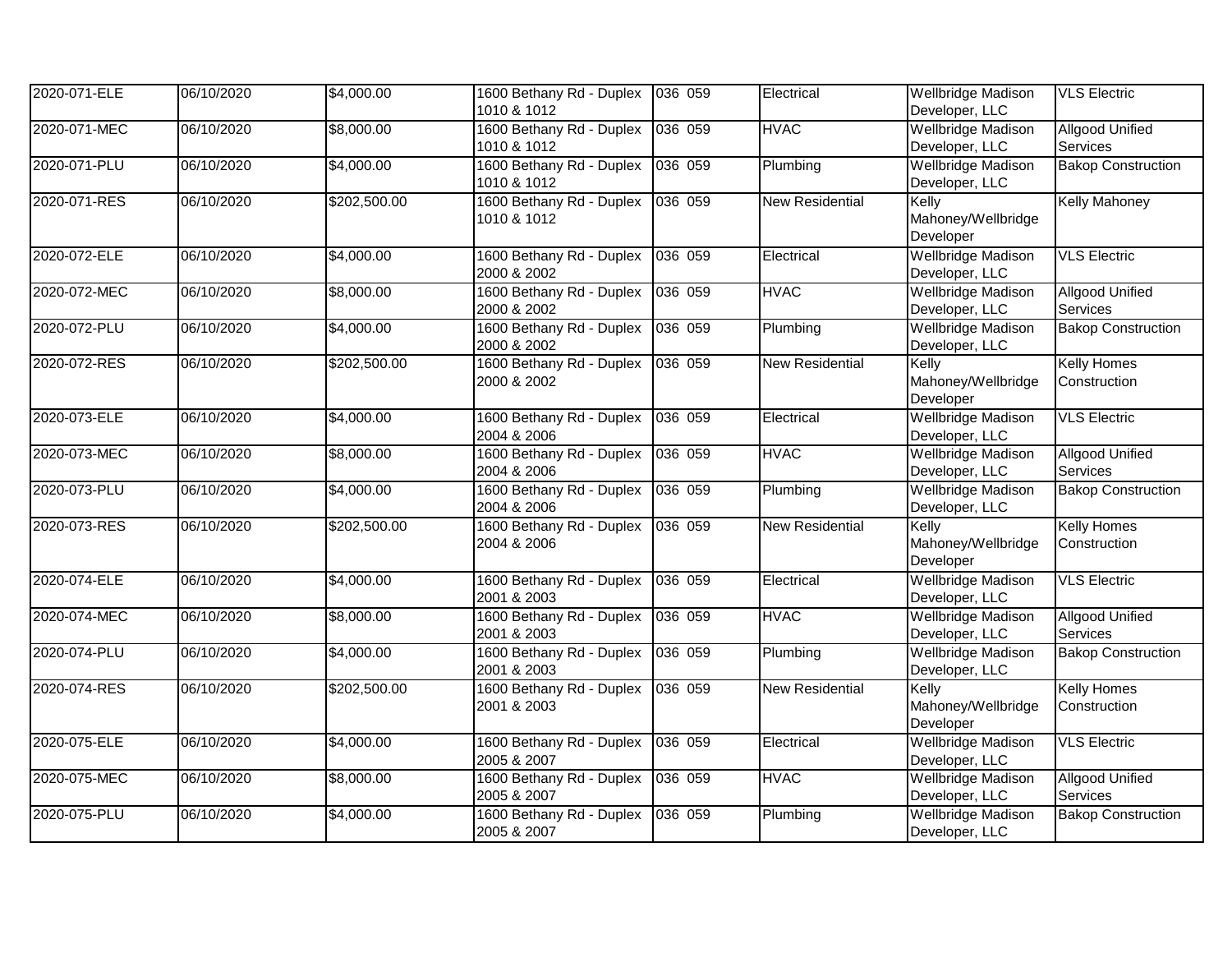| 2020-071-ELE | 06/10/2020 | $4,000.00 | 1600 Bethany Rd - Duplex 1010 & 1012 | 036 059 | Electrical | Wellbridge Madison Developer, LLC | VLS Electric |
|---|---|---|---|---|---|---|---|
| 2020-071-MEC | 06/10/2020 | $8,000.00 | 1600 Bethany Rd - Duplex 1010 & 1012 | 036 059 | HVAC | Wellbridge Madison Developer, LLC | Allgood Unified Services |
| 2020-071-PLU | 06/10/2020 | $4,000.00 | 1600 Bethany Rd - Duplex 1010 & 1012 | 036 059 | Plumbing | Wellbridge Madison Developer, LLC | Bakop Construction |
| 2020-071-RES | 06/10/2020 | $202,500.00 | 1600 Bethany Rd - Duplex 1010 & 1012 | 036 059 | New Residential | Kelly Mahoney/Wellbridge Developer | Kelly Mahoney |
| 2020-072-ELE | 06/10/2020 | $4,000.00 | 1600 Bethany Rd - Duplex 2000 & 2002 | 036 059 | Electrical | Wellbridge Madison Developer, LLC | VLS Electric |
| 2020-072-MEC | 06/10/2020 | $8,000.00 | 1600 Bethany Rd - Duplex 2000 & 2002 | 036 059 | HVAC | Wellbridge Madison Developer, LLC | Allgood Unified Services |
| 2020-072-PLU | 06/10/2020 | $4,000.00 | 1600 Bethany Rd - Duplex 2000 & 2002 | 036 059 | Plumbing | Wellbridge Madison Developer, LLC | Bakop Construction |
| 2020-072-RES | 06/10/2020 | $202,500.00 | 1600 Bethany Rd - Duplex 2000 & 2002 | 036 059 | New Residential | Kelly Mahoney/Wellbridge Developer | Kelly Homes Construction |
| 2020-073-ELE | 06/10/2020 | $4,000.00 | 1600 Bethany Rd - Duplex 2004 & 2006 | 036 059 | Electrical | Wellbridge Madison Developer, LLC | VLS Electric |
| 2020-073-MEC | 06/10/2020 | $8,000.00 | 1600 Bethany Rd - Duplex 2004 & 2006 | 036 059 | HVAC | Wellbridge Madison Developer, LLC | Allgood Unified Services |
| 2020-073-PLU | 06/10/2020 | $4,000.00 | 1600 Bethany Rd - Duplex 2004 & 2006 | 036 059 | Plumbing | Wellbridge Madison Developer, LLC | Bakop Construction |
| 2020-073-RES | 06/10/2020 | $202,500.00 | 1600 Bethany Rd - Duplex 2004 & 2006 | 036 059 | New Residential | Kelly Mahoney/Wellbridge Developer | Kelly Homes Construction |
| 2020-074-ELE | 06/10/2020 | $4,000.00 | 1600 Bethany Rd - Duplex 2001 & 2003 | 036 059 | Electrical | Wellbridge Madison Developer, LLC | VLS Electric |
| 2020-074-MEC | 06/10/2020 | $8,000.00 | 1600 Bethany Rd - Duplex 2001 & 2003 | 036 059 | HVAC | Wellbridge Madison Developer, LLC | Allgood Unified Services |
| 2020-074-PLU | 06/10/2020 | $4,000.00 | 1600 Bethany Rd - Duplex 2001 & 2003 | 036 059 | Plumbing | Wellbridge Madison Developer, LLC | Bakop Construction |
| 2020-074-RES | 06/10/2020 | $202,500.00 | 1600 Bethany Rd - Duplex 2001 & 2003 | 036 059 | New Residential | Kelly Mahoney/Wellbridge Developer | Kelly Homes Construction |
| 2020-075-ELE | 06/10/2020 | $4,000.00 | 1600 Bethany Rd - Duplex 2005 & 2007 | 036 059 | Electrical | Wellbridge Madison Developer, LLC | VLS Electric |
| 2020-075-MEC | 06/10/2020 | $8,000.00 | 1600 Bethany Rd - Duplex 2005 & 2007 | 036 059 | HVAC | Wellbridge Madison Developer, LLC | Allgood Unified Services |
| 2020-075-PLU | 06/10/2020 | $4,000.00 | 1600 Bethany Rd - Duplex 2005 & 2007 | 036 059 | Plumbing | Wellbridge Madison Developer, LLC | Bakop Construction |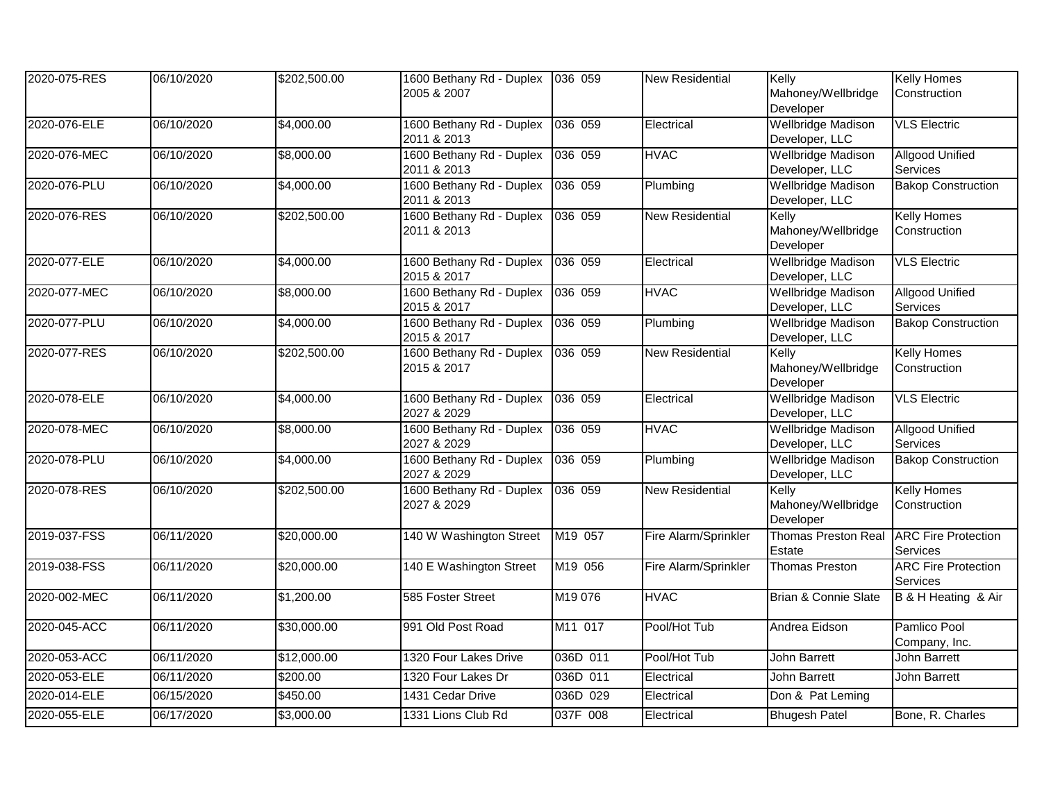| 2020-075-RES | 06/10/2020 | $202,500.00 | 1600 Bethany Rd - Duplex 2005 & 2007 | 036 059 | New Residential | Kelly Mahoney/Wellbridge Developer | Kelly Homes Construction |
|---|---|---|---|---|---|---|---|
| 2020-076-ELE | 06/10/2020 | $4,000.00 | 1600 Bethany Rd - Duplex 2011 & 2013 | 036 059 | Electrical | Wellbridge Madison Developer, LLC | VLS Electric |
| 2020-076-MEC | 06/10/2020 | $8,000.00 | 1600 Bethany Rd - Duplex 2011 & 2013 | 036 059 | HVAC | Wellbridge Madison Developer, LLC | Allgood Unified Services |
| 2020-076-PLU | 06/10/2020 | $4,000.00 | 1600 Bethany Rd - Duplex 2011 & 2013 | 036 059 | Plumbing | Wellbridge Madison Developer, LLC | Bakop Construction |
| 2020-076-RES | 06/10/2020 | $202,500.00 | 1600 Bethany Rd - Duplex 2011 & 2013 | 036 059 | New Residential | Kelly Mahoney/Wellbridge Developer | Kelly Homes Construction |
| 2020-077-ELE | 06/10/2020 | $4,000.00 | 1600 Bethany Rd - Duplex 2015 & 2017 | 036 059 | Electrical | Wellbridge Madison Developer, LLC | VLS Electric |
| 2020-077-MEC | 06/10/2020 | $8,000.00 | 1600 Bethany Rd - Duplex 2015 & 2017 | 036 059 | HVAC | Wellbridge Madison Developer, LLC | Allgood Unified Services |
| 2020-077-PLU | 06/10/2020 | $4,000.00 | 1600 Bethany Rd - Duplex 2015 & 2017 | 036 059 | Plumbing | Wellbridge Madison Developer, LLC | Bakop Construction |
| 2020-077-RES | 06/10/2020 | $202,500.00 | 1600 Bethany Rd - Duplex 2015 & 2017 | 036 059 | New Residential | Kelly Mahoney/Wellbridge Developer | Kelly Homes Construction |
| 2020-078-ELE | 06/10/2020 | $4,000.00 | 1600 Bethany Rd - Duplex 2027 & 2029 | 036 059 | Electrical | Wellbridge Madison Developer, LLC | VLS Electric |
| 2020-078-MEC | 06/10/2020 | $8,000.00 | 1600 Bethany Rd - Duplex 2027 & 2029 | 036 059 | HVAC | Wellbridge Madison Developer, LLC | Allgood Unified Services |
| 2020-078-PLU | 06/10/2020 | $4,000.00 | 1600 Bethany Rd - Duplex 2027 & 2029 | 036 059 | Plumbing | Wellbridge Madison Developer, LLC | Bakop Construction |
| 2020-078-RES | 06/10/2020 | $202,500.00 | 1600 Bethany Rd - Duplex 2027 & 2029 | 036 059 | New Residential | Kelly Mahoney/Wellbridge Developer | Kelly Homes Construction |
| 2019-037-FSS | 06/11/2020 | $20,000.00 | 140 W Washington Street | M19 057 | Fire Alarm/Sprinkler | Thomas Preston Real Estate | ARC Fire Protection Services |
| 2019-038-FSS | 06/11/2020 | $20,000.00 | 140 E Washington Street | M19 056 | Fire Alarm/Sprinkler | Thomas Preston | ARC Fire Protection Services |
| 2020-002-MEC | 06/11/2020 | $1,200.00 | 585 Foster Street | M19 076 | HVAC | Brian & Connie Slate | B & H Heating & Air |
| 2020-045-ACC | 06/11/2020 | $30,000.00 | 991 Old Post Road | M11 017 | Pool/Hot Tub | Andrea Eidson | Pamlico Pool Company, Inc. |
| 2020-053-ACC | 06/11/2020 | $12,000.00 | 1320 Four Lakes Drive | 036D 011 | Pool/Hot Tub | John Barrett | John Barrett |
| 2020-053-ELE | 06/11/2020 | $200.00 | 1320 Four Lakes Dr | 036D 011 | Electrical | John Barrett | John Barrett |
| 2020-014-ELE | 06/15/2020 | $450.00 | 1431 Cedar Drive | 036D 029 | Electrical | Don & Pat Leming | |
| 2020-055-ELE | 06/17/2020 | $3,000.00 | 1331 Lions Club Rd | 037F 008 | Electrical | Bhugesh Patel | Bone, R. Charles |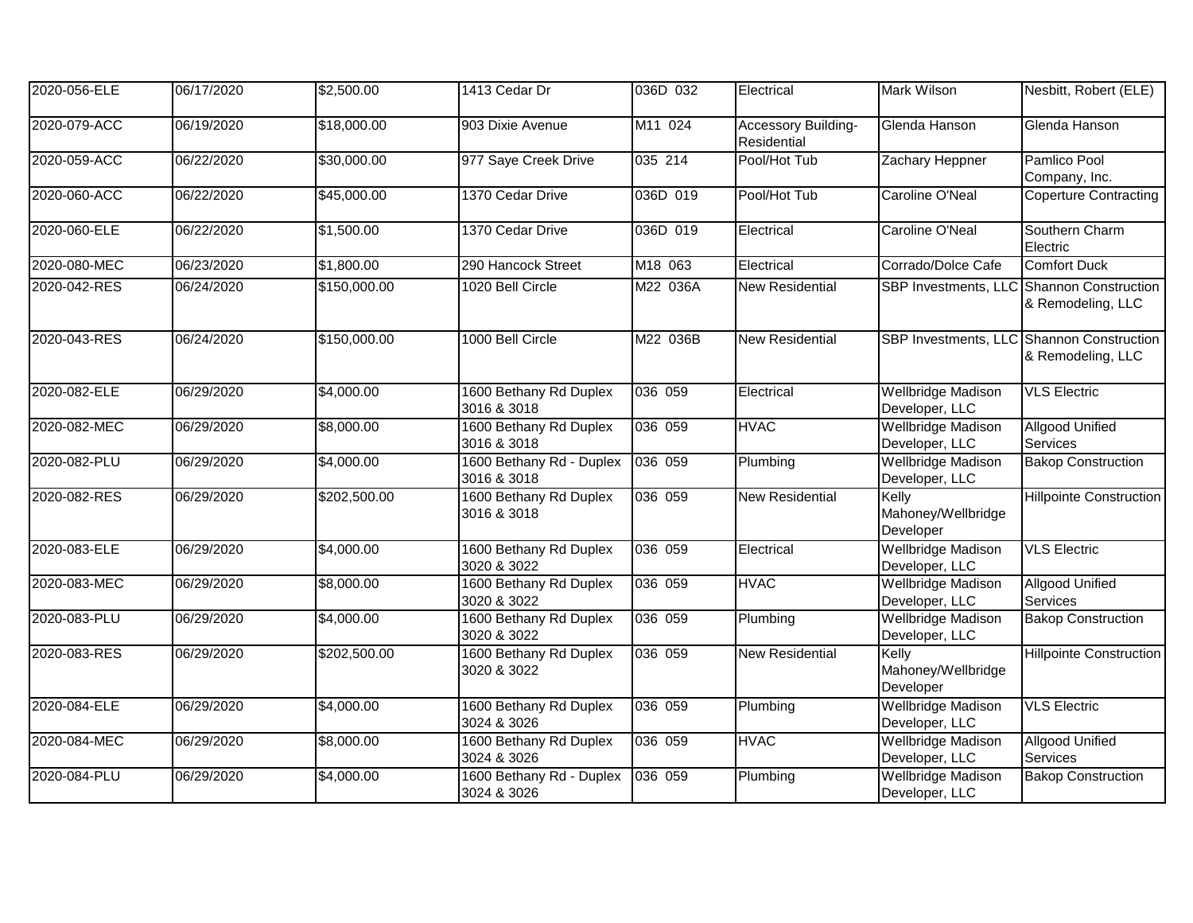| 2020-056-ELE | 06/17/2020 | $2,500.00 | 1413 Cedar Dr | 036D 032 | Electrical | Mark Wilson | Nesbitt, Robert (ELE) |
|---|---|---|---|---|---|---|---|
| 2020-079-ACC | 06/19/2020 | $18,000.00 | 903 Dixie Avenue | M11 024 | Accessory Building-Residential | Glenda Hanson | Glenda Hanson |
| 2020-059-ACC | 06/22/2020 | $30,000.00 | 977 Saye Creek Drive | 035 214 | Pool/Hot Tub | Zachary Heppner | Pamlico Pool Company, Inc. |
| 2020-060-ACC | 06/22/2020 | $45,000.00 | 1370 Cedar Drive | 036D 019 | Pool/Hot Tub | Caroline O'Neal | Coperture Contracting |
| 2020-060-ELE | 06/22/2020 | $1,500.00 | 1370 Cedar Drive | 036D 019 | Electrical | Caroline O'Neal | Southern Charm Electric |
| 2020-080-MEC | 06/23/2020 | $1,800.00 | 290 Hancock Street | M18 063 | Electrical | Corrado/Dolce Cafe | Comfort Duck |
| 2020-042-RES | 06/24/2020 | $150,000.00 | 1020 Bell Circle | M22 036A | New Residential | SBP Investments, LLC | Shannon Construction & Remodeling, LLC |
| 2020-043-RES | 06/24/2020 | $150,000.00 | 1000 Bell Circle | M22 036B | New Residential | SBP Investments, LLC | Shannon Construction & Remodeling, LLC |
| 2020-082-ELE | 06/29/2020 | $4,000.00 | 1600 Bethany Rd Duplex 3016 & 3018 | 036 059 | Electrical | Wellbridge Madison Developer, LLC | VLS Electric |
| 2020-082-MEC | 06/29/2020 | $8,000.00 | 1600 Bethany Rd Duplex 3016 & 3018 | 036 059 | HVAC | Wellbridge Madison Developer, LLC | Allgood Unified Services |
| 2020-082-PLU | 06/29/2020 | $4,000.00 | 1600 Bethany Rd - Duplex 3016 & 3018 | 036 059 | Plumbing | Wellbridge Madison Developer, LLC | Bakop Construction |
| 2020-082-RES | 06/29/2020 | $202,500.00 | 1600 Bethany Rd Duplex 3016 & 3018 | 036 059 | New Residential | Kelly Mahoney/Wellbridge Developer | Hillpointe Construction |
| 2020-083-ELE | 06/29/2020 | $4,000.00 | 1600 Bethany Rd Duplex 3020 & 3022 | 036 059 | Electrical | Wellbridge Madison Developer, LLC | VLS Electric |
| 2020-083-MEC | 06/29/2020 | $8,000.00 | 1600 Bethany Rd Duplex 3020 & 3022 | 036 059 | HVAC | Wellbridge Madison Developer, LLC | Allgood Unified Services |
| 2020-083-PLU | 06/29/2020 | $4,000.00 | 1600 Bethany Rd Duplex 3020 & 3022 | 036 059 | Plumbing | Wellbridge Madison Developer, LLC | Bakop Construction |
| 2020-083-RES | 06/29/2020 | $202,500.00 | 1600 Bethany Rd Duplex 3020 & 3022 | 036 059 | New Residential | Kelly Mahoney/Wellbridge Developer | Hillpointe Construction |
| 2020-084-ELE | 06/29/2020 | $4,000.00 | 1600 Bethany Rd Duplex 3024 & 3026 | 036 059 | Plumbing | Wellbridge Madison Developer, LLC | VLS Electric |
| 2020-084-MEC | 06/29/2020 | $8,000.00 | 1600 Bethany Rd Duplex 3024 & 3026 | 036 059 | HVAC | Wellbridge Madison Developer, LLC | Allgood Unified Services |
| 2020-084-PLU | 06/29/2020 | $4,000.00 | 1600 Bethany Rd - Duplex 3024 & 3026 | 036 059 | Plumbing | Wellbridge Madison Developer, LLC | Bakop Construction |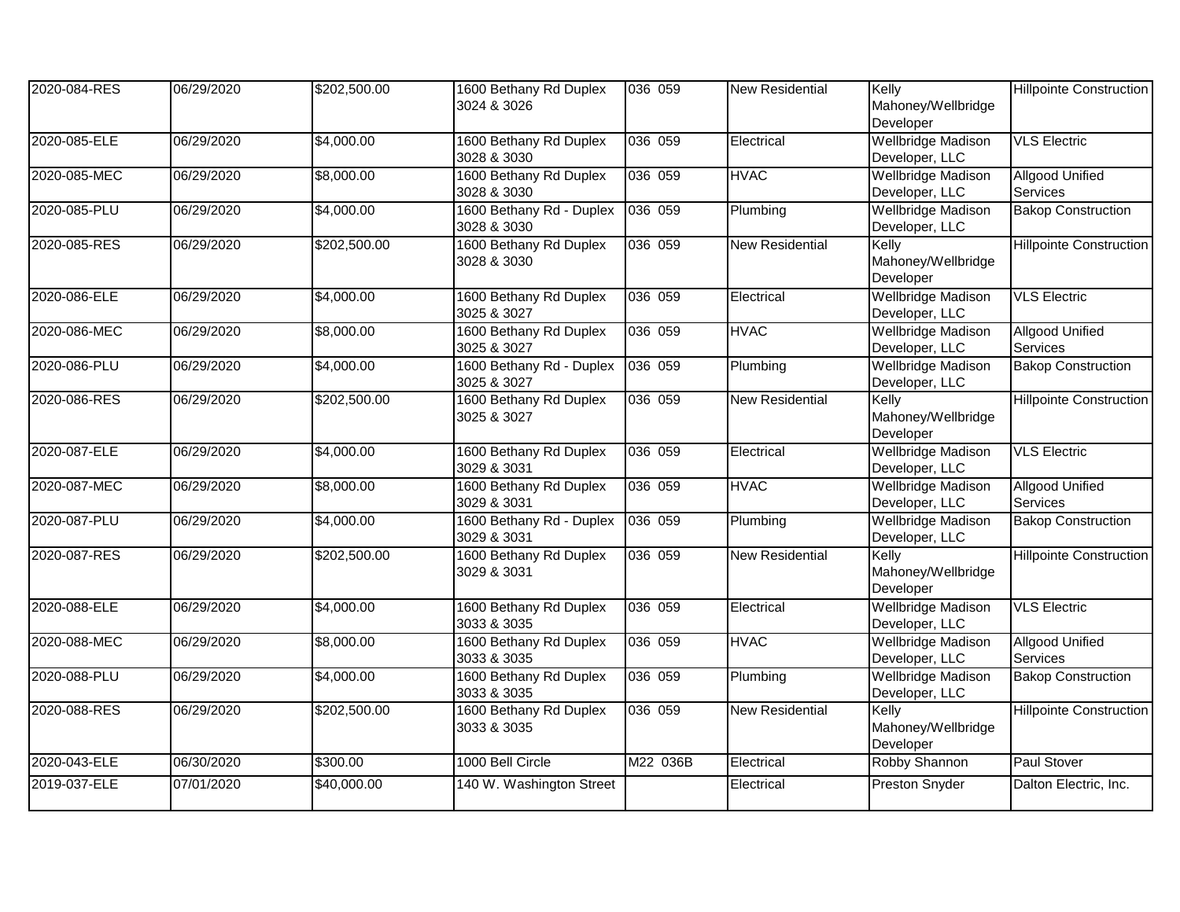| 2020-084-RES | 06/29/2020 | $202,500.00 | 1600 Bethany Rd Duplex 3024 & 3026 | 036 059 | New Residential | Kelly Mahoney/Wellbridge Developer | Hillpointe Construction |
|---|---|---|---|---|---|---|---|
| 2020-085-ELE | 06/29/2020 | $4,000.00 | 1600 Bethany Rd Duplex 3028 & 3030 | 036 059 | Electrical | Wellbridge Madison Developer, LLC | VLS Electric |
| 2020-085-MEC | 06/29/2020 | $8,000.00 | 1600 Bethany Rd Duplex 3028 & 3030 | 036 059 | HVAC | Wellbridge Madison Developer, LLC | Allgood Unified Services |
| 2020-085-PLU | 06/29/2020 | $4,000.00 | 1600 Bethany Rd - Duplex 3028 & 3030 | 036 059 | Plumbing | Wellbridge Madison Developer, LLC | Bakop Construction |
| 2020-085-RES | 06/29/2020 | $202,500.00 | 1600 Bethany Rd Duplex 3028 & 3030 | 036 059 | New Residential | Kelly Mahoney/Wellbridge Developer | Hillpointe Construction |
| 2020-086-ELE | 06/29/2020 | $4,000.00 | 1600 Bethany Rd Duplex 3025 & 3027 | 036 059 | Electrical | Wellbridge Madison Developer, LLC | VLS Electric |
| 2020-086-MEC | 06/29/2020 | $8,000.00 | 1600 Bethany Rd Duplex 3025 & 3027 | 036 059 | HVAC | Wellbridge Madison Developer, LLC | Allgood Unified Services |
| 2020-086-PLU | 06/29/2020 | $4,000.00 | 1600 Bethany Rd - Duplex 3025 & 3027 | 036 059 | Plumbing | Wellbridge Madison Developer, LLC | Bakop Construction |
| 2020-086-RES | 06/29/2020 | $202,500.00 | 1600 Bethany Rd Duplex 3025 & 3027 | 036 059 | New Residential | Kelly Mahoney/Wellbridge Developer | Hillpointe Construction |
| 2020-087-ELE | 06/29/2020 | $4,000.00 | 1600 Bethany Rd Duplex 3029 & 3031 | 036 059 | Electrical | Wellbridge Madison Developer, LLC | VLS Electric |
| 2020-087-MEC | 06/29/2020 | $8,000.00 | 1600 Bethany Rd Duplex 3029 & 3031 | 036 059 | HVAC | Wellbridge Madison Developer, LLC | Allgood Unified Services |
| 2020-087-PLU | 06/29/2020 | $4,000.00 | 1600 Bethany Rd - Duplex 3029 & 3031 | 036 059 | Plumbing | Wellbridge Madison Developer, LLC | Bakop Construction |
| 2020-087-RES | 06/29/2020 | $202,500.00 | 1600 Bethany Rd Duplex 3029 & 3031 | 036 059 | New Residential | Kelly Mahoney/Wellbridge Developer | Hillpointe Construction |
| 2020-088-ELE | 06/29/2020 | $4,000.00 | 1600 Bethany Rd Duplex 3033 & 3035 | 036 059 | Electrical | Wellbridge Madison Developer, LLC | VLS Electric |
| 2020-088-MEC | 06/29/2020 | $8,000.00 | 1600 Bethany Rd Duplex 3033 & 3035 | 036 059 | HVAC | Wellbridge Madison Developer, LLC | Allgood Unified Services |
| 2020-088-PLU | 06/29/2020 | $4,000.00 | 1600 Bethany Rd Duplex 3033 & 3035 | 036 059 | Plumbing | Wellbridge Madison Developer, LLC | Bakop Construction |
| 2020-088-RES | 06/29/2020 | $202,500.00 | 1600 Bethany Rd Duplex 3033 & 3035 | 036 059 | New Residential | Kelly Mahoney/Wellbridge Developer | Hillpointe Construction |
| 2020-043-ELE | 06/30/2020 | $300.00 | 1000 Bell Circle | M22 036B | Electrical | Robby Shannon | Paul Stover |
| 2019-037-ELE | 07/01/2020 | $40,000.00 | 140 W. Washington Street | | Electrical | Preston Snyder | Dalton Electric, Inc. |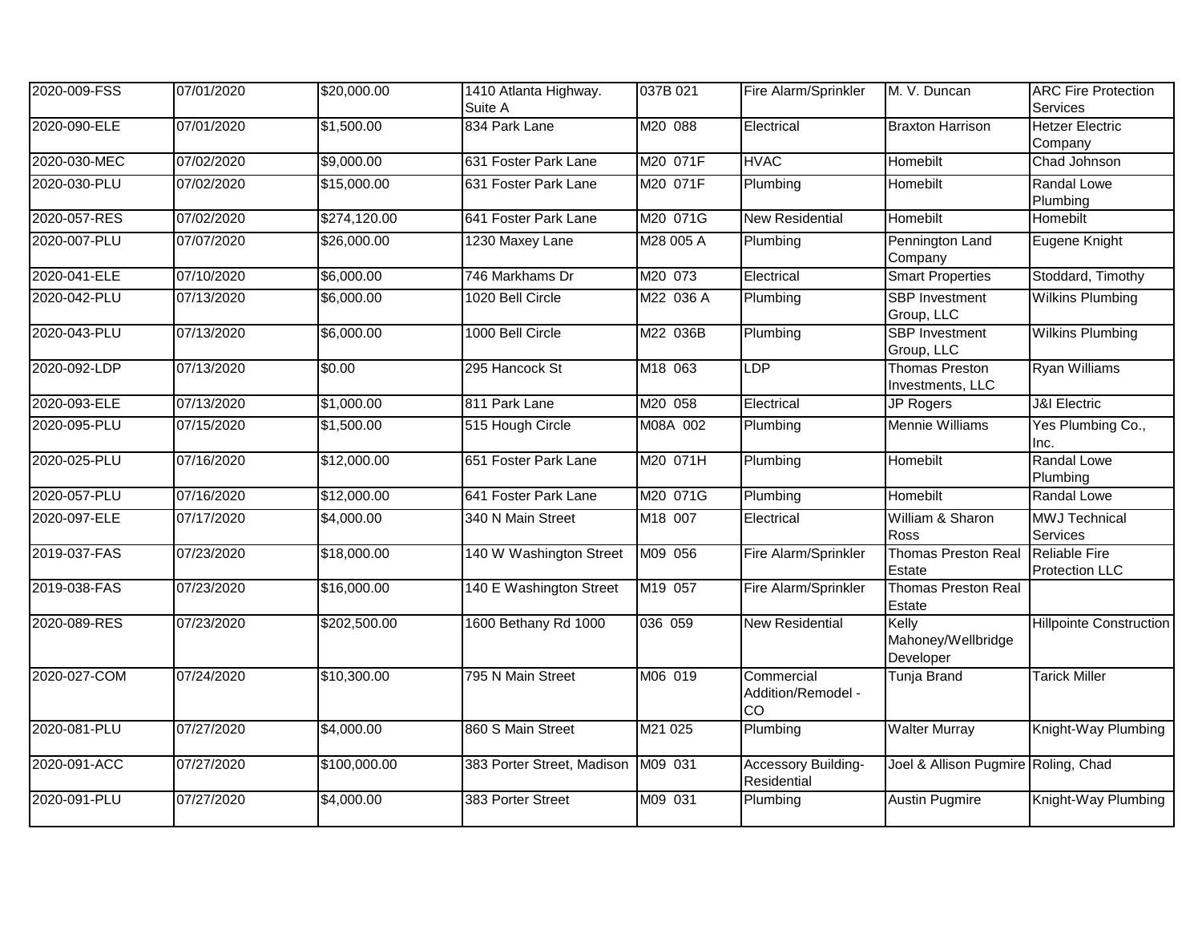| | | | | | | | |
|---|---|---|---|---|---|---|---|
| 2020-009-FSS | 07/01/2020 | $20,000.00 | 1410 Atlanta Highway. Suite A | 037B 021 | Fire Alarm/Sprinkler | M. V. Duncan | ARC Fire Protection Services |
| 2020-090-ELE | 07/01/2020 | $1,500.00 | 834 Park Lane | M20 088 | Electrical | Braxton Harrison | Hetzer Electric Company |
| 2020-030-MEC | 07/02/2020 | $9,000.00 | 631 Foster Park Lane | M20 071F | HVAC | Homebilt | Chad Johnson |
| 2020-030-PLU | 07/02/2020 | $15,000.00 | 631 Foster Park Lane | M20 071F | Plumbing | Homebilt | Randal Lowe Plumbing |
| 2020-057-RES | 07/02/2020 | $274,120.00 | 641 Foster Park Lane | M20 071G | New Residential | Homebilt | Homebilt |
| 2020-007-PLU | 07/07/2020 | $26,000.00 | 1230 Maxey Lane | M28 005 A | Plumbing | Pennington Land Company | Eugene Knight |
| 2020-041-ELE | 07/10/2020 | $6,000.00 | 746 Markhams Dr | M20 073 | Electrical | Smart Properties | Stoddard, Timothy |
| 2020-042-PLU | 07/13/2020 | $6,000.00 | 1020 Bell Circle | M22 036 A | Plumbing | SBP Investment Group, LLC | Wilkins Plumbing |
| 2020-043-PLU | 07/13/2020 | $6,000.00 | 1000 Bell Circle | M22 036B | Plumbing | SBP Investment Group, LLC | Wilkins Plumbing |
| 2020-092-LDP | 07/13/2020 | $0.00 | 295 Hancock St | M18 063 | LDP | Thomas Preston Investments, LLC | Ryan Williams |
| 2020-093-ELE | 07/13/2020 | $1,000.00 | 811 Park Lane | M20 058 | Electrical | JP Rogers | J&I Electric |
| 2020-095-PLU | 07/15/2020 | $1,500.00 | 515 Hough Circle | M08A 002 | Plumbing | Mennie Williams | Yes Plumbing Co., Inc. |
| 2020-025-PLU | 07/16/2020 | $12,000.00 | 651 Foster Park Lane | M20 071H | Plumbing | Homebilt | Randal Lowe Plumbing |
| 2020-057-PLU | 07/16/2020 | $12,000.00 | 641 Foster Park Lane | M20 071G | Plumbing | Homebilt | Randal Lowe |
| 2020-097-ELE | 07/17/2020 | $4,000.00 | 340 N Main Street | M18 007 | Electrical | William & Sharon Ross | MWJ Technical Services |
| 2019-037-FAS | 07/23/2020 | $18,000.00 | 140 W Washington Street | M09 056 | Fire Alarm/Sprinkler | Thomas Preston Real Estate | Reliable Fire Protection LLC |
| 2019-038-FAS | 07/23/2020 | $16,000.00 | 140 E Washington Street | M19 057 | Fire Alarm/Sprinkler | Thomas Preston Real Estate | |
| 2020-089-RES | 07/23/2020 | $202,500.00 | 1600 Bethany Rd 1000 | 036 059 | New Residential | Kelly Mahoney/Wellbridge Developer | Hillpointe Construction |
| 2020-027-COM | 07/24/2020 | $10,300.00 | 795 N Main Street | M06 019 | Commercial Addition/Remodel - CO | Tunja Brand | Tarick Miller |
| 2020-081-PLU | 07/27/2020 | $4,000.00 | 860 S Main Street | M21 025 | Plumbing | Walter Murray | Knight-Way Plumbing |
| 2020-091-ACC | 07/27/2020 | $100,000.00 | 383 Porter Street, Madison | M09 031 | Accessory Building-Residential | Joel & Allison Pugmire | Roling, Chad |
| 2020-091-PLU | 07/27/2020 | $4,000.00 | 383 Porter Street | M09 031 | Plumbing | Austin Pugmire | Knight-Way Plumbing |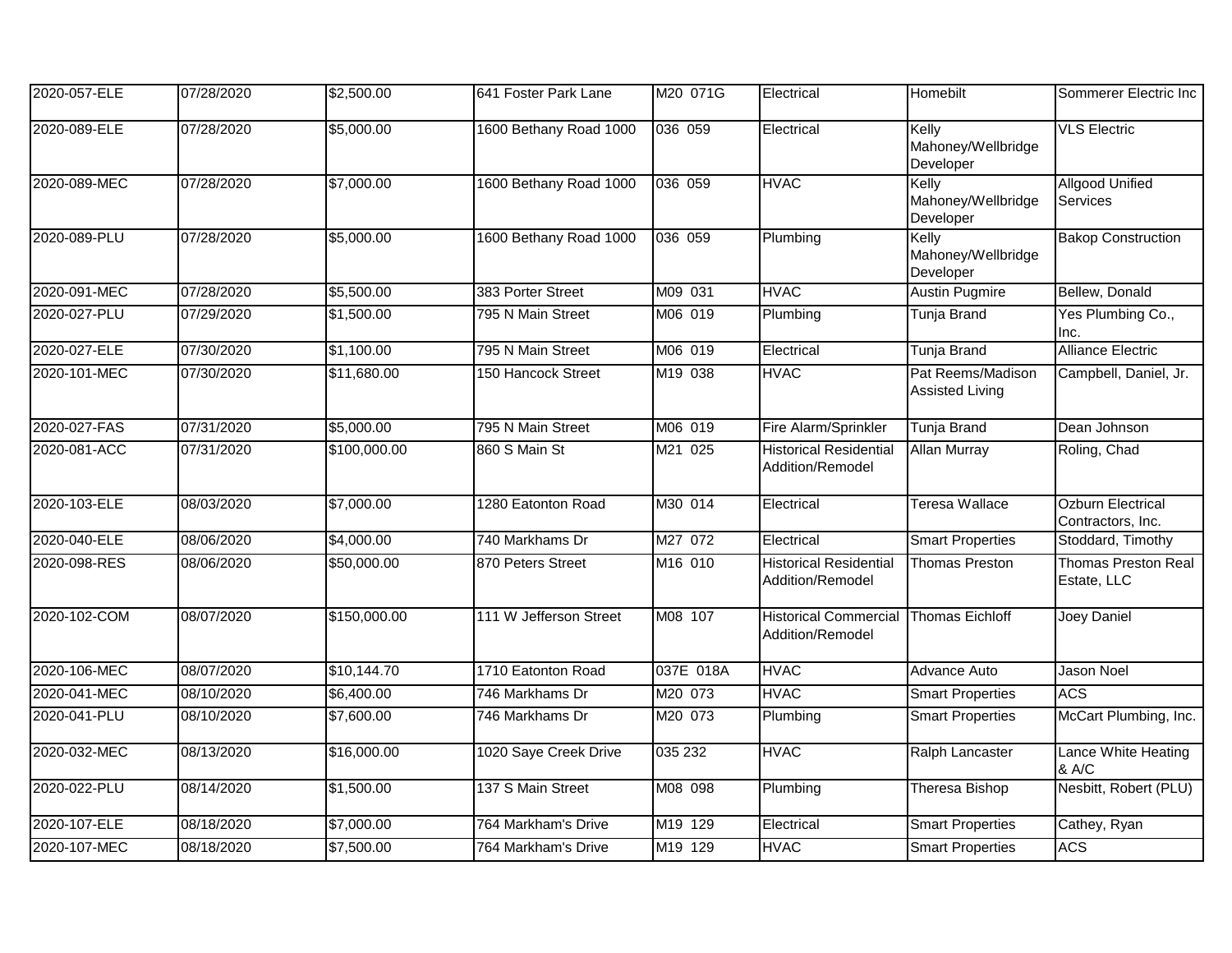| 2020-057-ELE | 07/28/2020 | $2,500.00 | 641 Foster Park Lane | M20 071G | Electrical | Homebilt | Sommerer Electric Inc |
|---|---|---|---|---|---|---|---|
| 2020-089-ELE | 07/28/2020 | $5,000.00 | 1600 Bethany Road 1000 | 036 059 | Electrical | Kelly Mahoney/Wellbridge Developer | VLS Electric |
| 2020-089-MEC | 07/28/2020 | $7,000.00 | 1600 Bethany Road 1000 | 036 059 | HVAC | Kelly Mahoney/Wellbridge Developer | Allgood Unified Services |
| 2020-089-PLU | 07/28/2020 | $5,000.00 | 1600 Bethany Road 1000 | 036 059 | Plumbing | Kelly Mahoney/Wellbridge Developer | Bakop Construction |
| 2020-091-MEC | 07/28/2020 | $5,500.00 | 383 Porter Street | M09 031 | HVAC | Austin Pugmire | Bellew, Donald |
| 2020-027-PLU | 07/29/2020 | $1,500.00 | 795 N Main Street | M06 019 | Plumbing | Tunja Brand | Yes Plumbing Co., Inc. |
| 2020-027-ELE | 07/30/2020 | $1,100.00 | 795 N Main Street | M06 019 | Electrical | Tunja Brand | Alliance Electric |
| 2020-101-MEC | 07/30/2020 | $11,680.00 | 150 Hancock Street | M19 038 | HVAC | Pat Reems/Madison Assisted Living | Campbell, Daniel, Jr. |
| 2020-027-FAS | 07/31/2020 | $5,000.00 | 795 N Main Street | M06 019 | Fire Alarm/Sprinkler | Tunja Brand | Dean Johnson |
| 2020-081-ACC | 07/31/2020 | $100,000.00 | 860 S Main St | M21 025 | Historical Residential Addition/Remodel | Allan Murray | Roling, Chad |
| 2020-103-ELE | 08/03/2020 | $7,000.00 | 1280 Eatonton Road | M30 014 | Electrical | Teresa Wallace | Ozburn Electrical Contractors, Inc. |
| 2020-040-ELE | 08/06/2020 | $4,000.00 | 740 Markhams Dr | M27 072 | Electrical | Smart Properties | Stoddard, Timothy |
| 2020-098-RES | 08/06/2020 | $50,000.00 | 870 Peters Street | M16 010 | Historical Residential Addition/Remodel | Thomas Preston | Thomas Preston Real Estate, LLC |
| 2020-102-COM | 08/07/2020 | $150,000.00 | 111 W Jefferson Street | M08 107 | Historical Commercial Addition/Remodel | Thomas Eichloff | Joey Daniel |
| 2020-106-MEC | 08/07/2020 | $10,144.70 | 1710 Eatonton Road | 037E 018A | HVAC | Advance Auto | Jason Noel |
| 2020-041-MEC | 08/10/2020 | $6,400.00 | 746 Markhams Dr | M20 073 | HVAC | Smart Properties | ACS |
| 2020-041-PLU | 08/10/2020 | $7,600.00 | 746 Markhams Dr | M20 073 | Plumbing | Smart Properties | McCart Plumbing, Inc. |
| 2020-032-MEC | 08/13/2020 | $16,000.00 | 1020 Saye Creek Drive | 035 232 | HVAC | Ralph Lancaster | Lance White Heating & A/C |
| 2020-022-PLU | 08/14/2020 | $1,500.00 | 137 S Main Street | M08 098 | Plumbing | Theresa Bishop | Nesbitt, Robert (PLU) |
| 2020-107-ELE | 08/18/2020 | $7,000.00 | 764 Markham's Drive | M19 129 | Electrical | Smart Properties | Cathey, Ryan |
| 2020-107-MEC | 08/18/2020 | $7,500.00 | 764 Markham's Drive | M19 129 | HVAC | Smart Properties | ACS |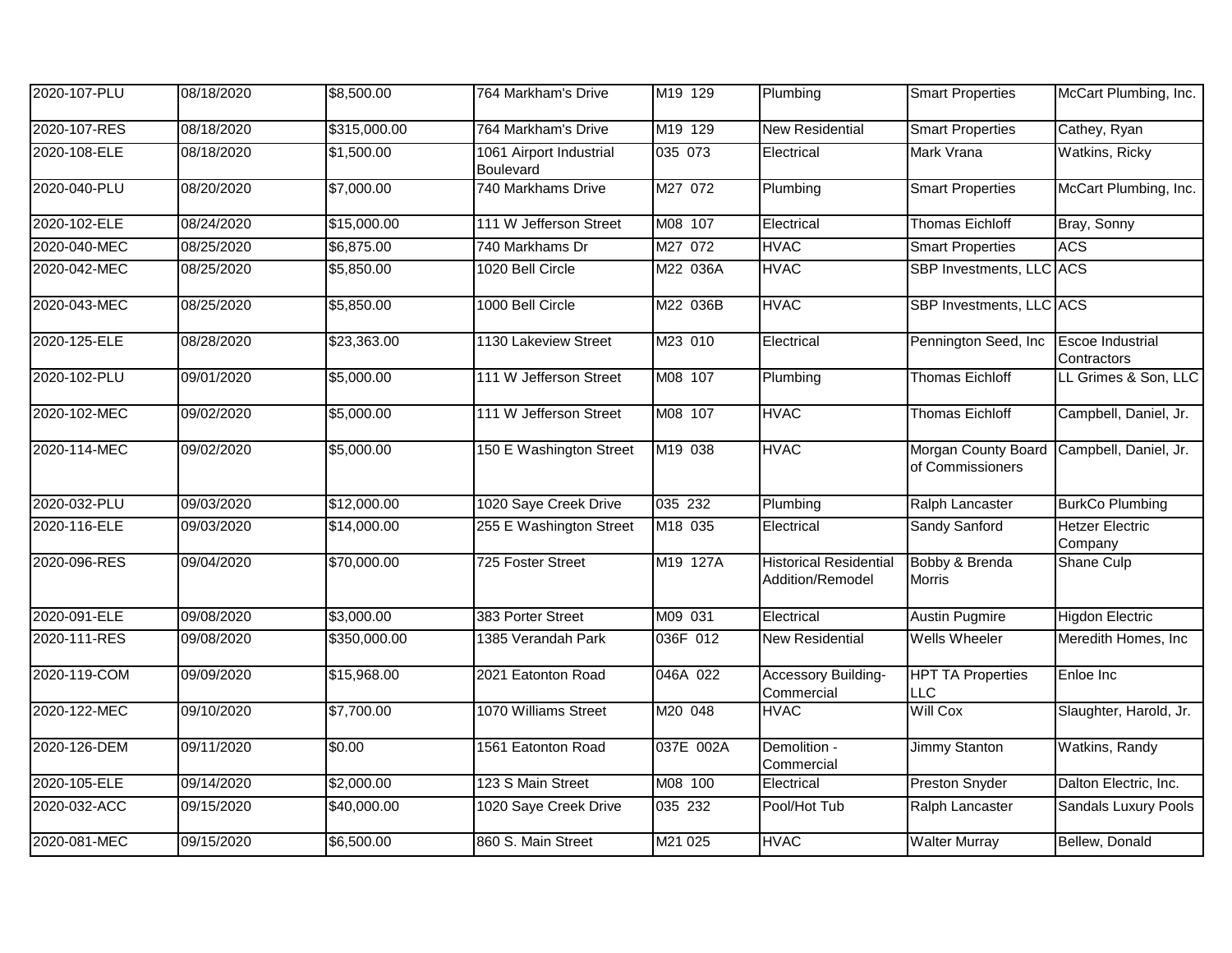| 2020-107-PLU | 08/18/2020 | $8,500.00 | 764 Markham's Drive | M19 129 | Plumbing | Smart Properties | McCart Plumbing, Inc. |
|---|---|---|---|---|---|---|---|
| 2020-107-RES | 08/18/2020 | $315,000.00 | 764 Markham's Drive | M19 129 | New Residential | Smart Properties | Cathey, Ryan |
| 2020-108-ELE | 08/18/2020 | $1,500.00 | 1061 Airport Industrial Boulevard | 035 073 | Electrical | Mark Vrana | Watkins, Ricky |
| 2020-040-PLU | 08/20/2020 | $7,000.00 | 740 Markhams Drive | M27 072 | Plumbing | Smart Properties | McCart Plumbing, Inc. |
| 2020-102-ELE | 08/24/2020 | $15,000.00 | 111 W Jefferson Street | M08 107 | Electrical | Thomas Eichloff | Bray, Sonny |
| 2020-040-MEC | 08/25/2020 | $6,875.00 | 740 Markhams Dr | M27 072 | HVAC | Smart Properties | ACS |
| 2020-042-MEC | 08/25/2020 | $5,850.00 | 1020 Bell Circle | M22 036A | HVAC | SBP Investments, LLC | ACS |
| 2020-043-MEC | 08/25/2020 | $5,850.00 | 1000 Bell Circle | M22 036B | HVAC | SBP Investments, LLC | ACS |
| 2020-125-ELE | 08/28/2020 | $23,363.00 | 1130 Lakeview Street | M23 010 | Electrical | Pennington Seed, Inc | Escoe Industrial Contractors |
| 2020-102-PLU | 09/01/2020 | $5,000.00 | 111 W Jefferson Street | M08 107 | Plumbing | Thomas Eichloff | LL Grimes & Son, LLC |
| 2020-102-MEC | 09/02/2020 | $5,000.00 | 111 W Jefferson Street | M08 107 | HVAC | Thomas Eichloff | Campbell, Daniel, Jr. |
| 2020-114-MEC | 09/02/2020 | $5,000.00 | 150 E Washington Street | M19 038 | HVAC | Morgan County Board of Commissioners | Campbell, Daniel, Jr. |
| 2020-032-PLU | 09/03/2020 | $12,000.00 | 1020 Saye Creek Drive | 035 232 | Plumbing | Ralph Lancaster | BurkCo Plumbing |
| 2020-116-ELE | 09/03/2020 | $14,000.00 | 255 E Washington Street | M18 035 | Electrical | Sandy Sanford | Hetzer Electric Company |
| 2020-096-RES | 09/04/2020 | $70,000.00 | 725 Foster Street | M19 127A | Historical Residential Addition/Remodel | Bobby & Brenda Morris | Shane Culp |
| 2020-091-ELE | 09/08/2020 | $3,000.00 | 383 Porter Street | M09 031 | Electrical | Austin Pugmire | Higdon Electric |
| 2020-111-RES | 09/08/2020 | $350,000.00 | 1385 Verandah Park | 036F 012 | New Residential | Wells Wheeler | Meredith Homes, Inc |
| 2020-119-COM | 09/09/2020 | $15,968.00 | 2021 Eatonton Road | 046A 022 | Accessory Building-Commercial | HPT TA Properties LLC | Enloe Inc |
| 2020-122-MEC | 09/10/2020 | $7,700.00 | 1070 Williams Street | M20 048 | HVAC | Will Cox | Slaughter, Harold, Jr. |
| 2020-126-DEM | 09/11/2020 | $0.00 | 1561 Eatonton Road | 037E 002A | Demolition - Commercial | Jimmy Stanton | Watkins, Randy |
| 2020-105-ELE | 09/14/2020 | $2,000.00 | 123 S Main Street | M08 100 | Electrical | Preston Snyder | Dalton Electric, Inc. |
| 2020-032-ACC | 09/15/2020 | $40,000.00 | 1020 Saye Creek Drive | 035 232 | Pool/Hot Tub | Ralph Lancaster | Sandals Luxury Pools |
| 2020-081-MEC | 09/15/2020 | $6,500.00 | 860 S. Main Street | M21 025 | HVAC | Walter Murray | Bellew, Donald |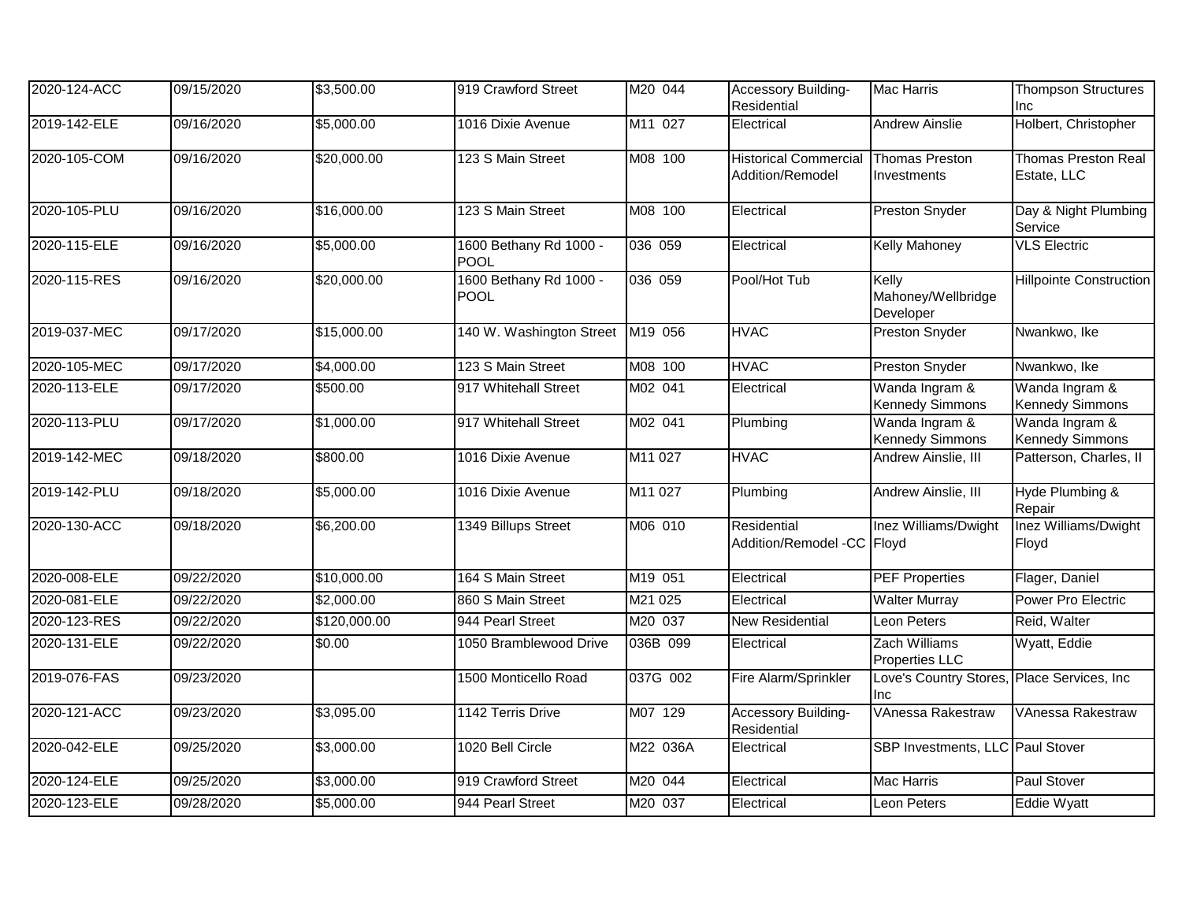| | | | | | | | |
|---|---|---|---|---|---|---|---|
| 2020-124-ACC | 09/15/2020 | $3,500.00 | 919 Crawford Street | M20 044 | Accessory Building-Residential | Mac Harris | Thompson Structures Inc |
| 2019-142-ELE | 09/16/2020 | $5,000.00 | 1016 Dixie Avenue | M11 027 | Electrical | Andrew Ainslie | Holbert, Christopher |
| 2020-105-COM | 09/16/2020 | $20,000.00 | 123 S Main Street | M08 100 | Historical Commercial Addition/Remodel | Thomas Preston Investments | Thomas Preston Real Estate, LLC |
| 2020-105-PLU | 09/16/2020 | $16,000.00 | 123 S Main Street | M08 100 | Electrical | Preston Snyder | Day & Night Plumbing Service |
| 2020-115-ELE | 09/16/2020 | $5,000.00 | 1600 Bethany Rd 1000 - POOL | 036 059 | Electrical | Kelly Mahoney | VLS Electric |
| 2020-115-RES | 09/16/2020 | $20,000.00 | 1600 Bethany Rd 1000 - POOL | 036 059 | Pool/Hot Tub | Kelly Mahoney/Wellbridge Developer | Hillpointe Construction |
| 2019-037-MEC | 09/17/2020 | $15,000.00 | 140 W. Washington Street | M19 056 | HVAC | Preston Snyder | Nwankwo, Ike |
| 2020-105-MEC | 09/17/2020 | $4,000.00 | 123 S Main Street | M08 100 | HVAC | Preston Snyder | Nwankwo, Ike |
| 2020-113-ELE | 09/17/2020 | $500.00 | 917 Whitehall Street | M02 041 | Electrical | Wanda Ingram & Kennedy Simmons | Wanda Ingram & Kennedy Simmons |
| 2020-113-PLU | 09/17/2020 | $1,000.00 | 917 Whitehall Street | M02 041 | Plumbing | Wanda Ingram & Kennedy Simmons | Wanda Ingram & Kennedy Simmons |
| 2019-142-MEC | 09/18/2020 | $800.00 | 1016 Dixie Avenue | M11 027 | HVAC | Andrew Ainslie, III | Patterson, Charles, II |
| 2019-142-PLU | 09/18/2020 | $5,000.00 | 1016 Dixie Avenue | M11 027 | Plumbing | Andrew Ainslie, III | Hyde Plumbing & Repair |
| 2020-130-ACC | 09/18/2020 | $6,200.00 | 1349 Billups Street | M06 010 | Residential Addition/Remodel -CC | Inez Williams/Dwight Floyd | Inez Williams/Dwight Floyd |
| 2020-008-ELE | 09/22/2020 | $10,000.00 | 164 S Main Street | M19 051 | Electrical | PEF Properties | Flager, Daniel |
| 2020-081-ELE | 09/22/2020 | $2,000.00 | 860 S Main Street | M21 025 | Electrical | Walter Murray | Power Pro Electric |
| 2020-123-RES | 09/22/2020 | $120,000.00 | 944 Pearl Street | M20 037 | New Residential | Leon Peters | Reid, Walter |
| 2020-131-ELE | 09/22/2020 | $0.00 | 1050 Bramblewood Drive | 036B 099 | Electrical | Zach Williams Properties LLC | Wyatt, Eddie |
| 2019-076-FAS | 09/23/2020 | | 1500 Monticello Road | 037G 002 | Fire Alarm/Sprinkler | Love's Country Stores, Inc | Place Services, Inc |
| 2020-121-ACC | 09/23/2020 | $3,095.00 | 1142 Terris Drive | M07 129 | Accessory Building-Residential | VAnessa Rakestraw | VAnessa Rakestraw |
| 2020-042-ELE | 09/25/2020 | $3,000.00 | 1020 Bell Circle | M22 036A | Electrical | SBP Investments, LLC | Paul Stover |
| 2020-124-ELE | 09/25/2020 | $3,000.00 | 919 Crawford Street | M20 044 | Electrical | Mac Harris | Paul Stover |
| 2020-123-ELE | 09/28/2020 | $5,000.00 | 944 Pearl Street | M20 037 | Electrical | Leon Peters | Eddie Wyatt |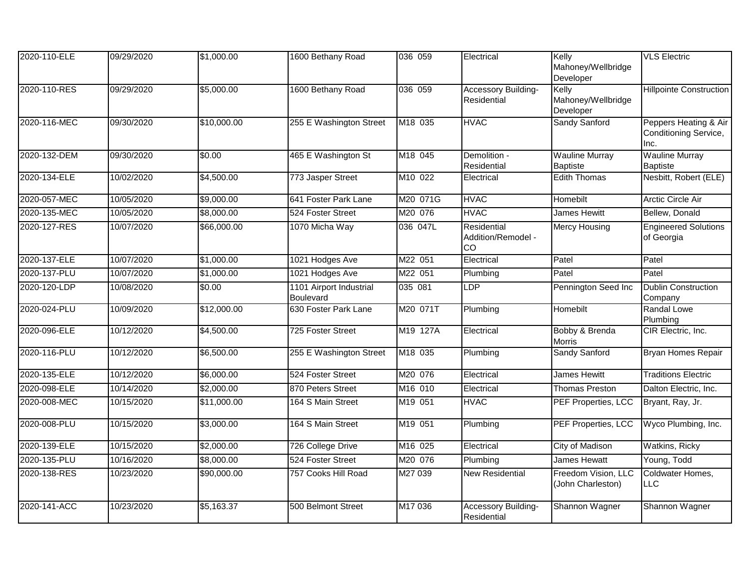| 2020-110-ELE | 09/29/2020 | $1,000.00 | 1600 Bethany Road | 036 059 | Electrical | Kelly Mahoney/Wellbridge Developer | VLS Electric |
|---|---|---|---|---|---|---|---|
| 2020-110-RES | 09/29/2020 | $5,000.00 | 1600 Bethany Road | 036 059 | Accessory Building-Residential | Kelly Mahoney/Wellbridge Developer | Hillpointe Construction |
| 2020-116-MEC | 09/30/2020 | $10,000.00 | 255 E Washington Street | M18 035 | HVAC | Sandy Sanford | Peppers Heating & Air Conditioning Service, Inc. |
| 2020-132-DEM | 09/30/2020 | $0.00 | 465 E Washington St | M18 045 | Demolition - Residential | Wauline Murray Baptiste | Wauline Murray Baptiste |
| 2020-134-ELE | 10/02/2020 | $4,500.00 | 773 Jasper Street | M10 022 | Electrical | Edith Thomas | Nesbitt, Robert (ELE) |
| 2020-057-MEC | 10/05/2020 | $9,000.00 | 641 Foster Park Lane | M20 071G | HVAC | Homebilt | Arctic Circle Air |
| 2020-135-MEC | 10/05/2020 | $8,000.00 | 524 Foster Street | M20 076 | HVAC | James Hewitt | Bellew, Donald |
| 2020-127-RES | 10/07/2020 | $66,000.00 | 1070 Micha Way | 036 047L | Residential Addition/Remodel - CO | Mercy Housing | Engineered Solutions of Georgia |
| 2020-137-ELE | 10/07/2020 | $1,000.00 | 1021 Hodges Ave | M22 051 | Electrical | Patel | Patel |
| 2020-137-PLU | 10/07/2020 | $1,000.00 | 1021 Hodges Ave | M22 051 | Plumbing | Patel | Patel |
| 2020-120-LDP | 10/08/2020 | $0.00 | 1101 Airport Industrial Boulevard | 035 081 | LDP | Pennington Seed Inc | Dublin Construction Company |
| 2020-024-PLU | 10/09/2020 | $12,000.00 | 630 Foster Park Lane | M20 071T | Plumbing | Homebilt | Randal Lowe Plumbing |
| 2020-096-ELE | 10/12/2020 | $4,500.00 | 725 Foster Street | M19 127A | Electrical | Bobby & Brenda Morris | CIR Electric, Inc. |
| 2020-116-PLU | 10/12/2020 | $6,500.00 | 255 E Washington Street | M18 035 | Plumbing | Sandy Sanford | Bryan Homes Repair |
| 2020-135-ELE | 10/12/2020 | $6,000.00 | 524 Foster Street | M20 076 | Electrical | James Hewitt | Traditions Electric |
| 2020-098-ELE | 10/14/2020 | $2,000.00 | 870 Peters Street | M16 010 | Electrical | Thomas Preston | Dalton Electric, Inc. |
| 2020-008-MEC | 10/15/2020 | $11,000.00 | 164 S Main Street | M19 051 | HVAC | PEF Properties, LCC | Bryant, Ray, Jr. |
| 2020-008-PLU | 10/15/2020 | $3,000.00 | 164 S Main Street | M19 051 | Plumbing | PEF Properties, LCC | Wyco Plumbing, Inc. |
| 2020-139-ELE | 10/15/2020 | $2,000.00 | 726 College Drive | M16 025 | Electrical | City of Madison | Watkins, Ricky |
| 2020-135-PLU | 10/16/2020 | $8,000.00 | 524 Foster Street | M20 076 | Plumbing | James Hewatt | Young, Todd |
| 2020-138-RES | 10/23/2020 | $90,000.00 | 757 Cooks Hill Road | M27 039 | New Residential | Freedom Vision, LLC (John Charleston) | Coldwater Homes, LLC |
| 2020-141-ACC | 10/23/2020 | $5,163.37 | 500 Belmont Street | M17 036 | Accessory Building-Residential | Shannon Wagner | Shannon Wagner |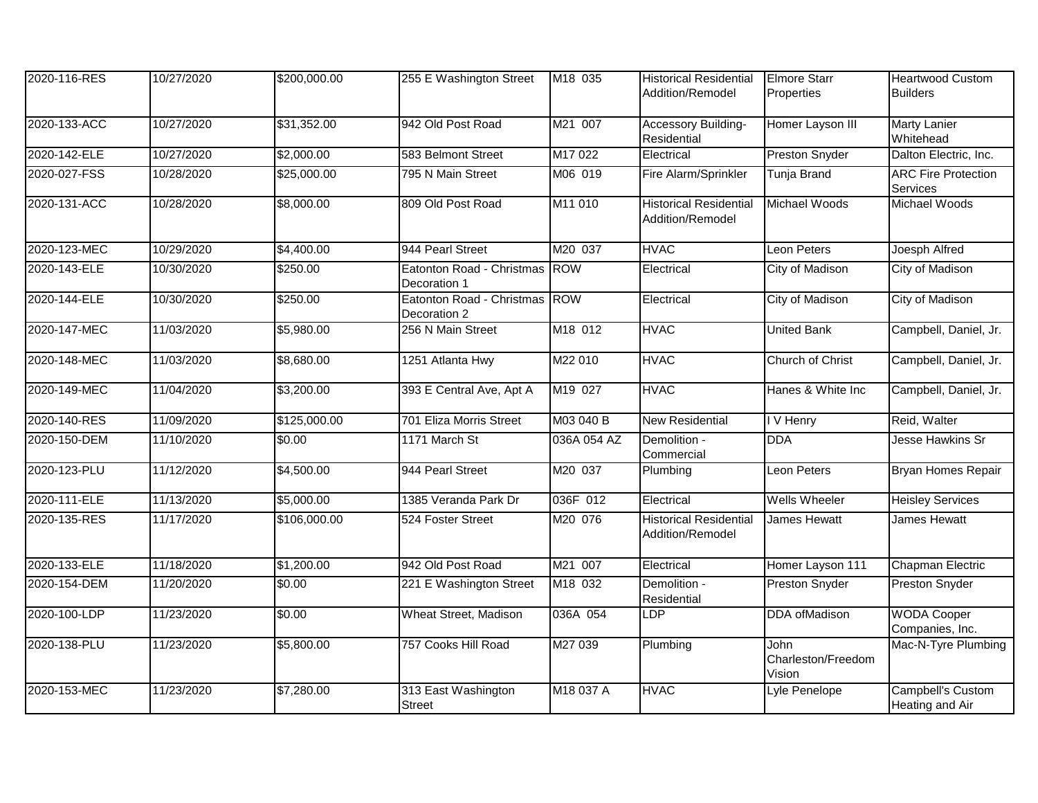| | | | | | | | |
|---|---|---|---|---|---|---|---|
| 2020-116-RES | 10/27/2020 | $200,000.00 | 255 E Washington Street | M18 035 | Historical Residential Addition/Remodel | Elmore Starr Properties | Heartwood Custom Builders |
| 2020-133-ACC | 10/27/2020 | $31,352.00 | 942 Old Post Road | M21 007 | Accessory Building-Residential | Homer Layson III | Marty Lanier Whitehead |
| 2020-142-ELE | 10/27/2020 | $2,000.00 | 583 Belmont Street | M17 022 | Electrical | Preston Snyder | Dalton Electric, Inc. |
| 2020-027-FSS | 10/28/2020 | $25,000.00 | 795 N Main Street | M06 019 | Fire Alarm/Sprinkler | Tunja Brand | ARC Fire Protection Services |
| 2020-131-ACC | 10/28/2020 | $8,000.00 | 809 Old Post Road | M11 010 | Historical Residential Addition/Remodel | Michael Woods | Michael Woods |
| 2020-123-MEC | 10/29/2020 | $4,400.00 | 944 Pearl Street | M20 037 | HVAC | Leon Peters | Joesph Alfred |
| 2020-143-ELE | 10/30/2020 | $250.00 | Eatonton Road - Christmas Decoration 1 | ROW | Electrical | City of Madison | City of Madison |
| 2020-144-ELE | 10/30/2020 | $250.00 | Eatonton Road - Christmas Decoration 2 | ROW | Electrical | City of Madison | City of Madison |
| 2020-147-MEC | 11/03/2020 | $5,980.00 | 256 N Main Street | M18 012 | HVAC | United Bank | Campbell, Daniel, Jr. |
| 2020-148-MEC | 11/03/2020 | $8,680.00 | 1251 Atlanta Hwy | M22 010 | HVAC | Church of Christ | Campbell, Daniel, Jr. |
| 2020-149-MEC | 11/04/2020 | $3,200.00 | 393 E Central Ave, Apt A | M19 027 | HVAC | Hanes & White Inc | Campbell, Daniel, Jr. |
| 2020-140-RES | 11/09/2020 | $125,000.00 | 701 Eliza Morris Street | M03 040 B | New Residential | I V Henry | Reid, Walter |
| 2020-150-DEM | 11/10/2020 | $0.00 | 1171 March St | 036A 054 AZ | Demolition - Commercial | DDA | Jesse Hawkins Sr |
| 2020-123-PLU | 11/12/2020 | $4,500.00 | 944 Pearl Street | M20 037 | Plumbing | Leon Peters | Bryan Homes Repair |
| 2020-111-ELE | 11/13/2020 | $5,000.00 | 1385 Veranda Park Dr | 036F 012 | Electrical | Wells Wheeler | Heisley Services |
| 2020-135-RES | 11/17/2020 | $106,000.00 | 524 Foster Street | M20 076 | Historical Residential Addition/Remodel | James Hewatt | James Hewatt |
| 2020-133-ELE | 11/18/2020 | $1,200.00 | 942 Old Post Road | M21 007 | Electrical | Homer Layson 111 | Chapman Electric |
| 2020-154-DEM | 11/20/2020 | $0.00 | 221 E Washington Street | M18 032 | Demolition - Residential | Preston Snyder | Preston Snyder |
| 2020-100-LDP | 11/23/2020 | $0.00 | Wheat Street, Madison | 036A 054 | LDP | DDA ofMadison | WODA Cooper Companies, Inc. |
| 2020-138-PLU | 11/23/2020 | $5,800.00 | 757 Cooks Hill Road | M27 039 | Plumbing | John Charleston/Freedom Vision | Mac-N-Tyre Plumbing |
| 2020-153-MEC | 11/23/2020 | $7,280.00 | 313 East Washington Street | M18 037 A | HVAC | Lyle Penelope | Campbell's Custom Heating and Air |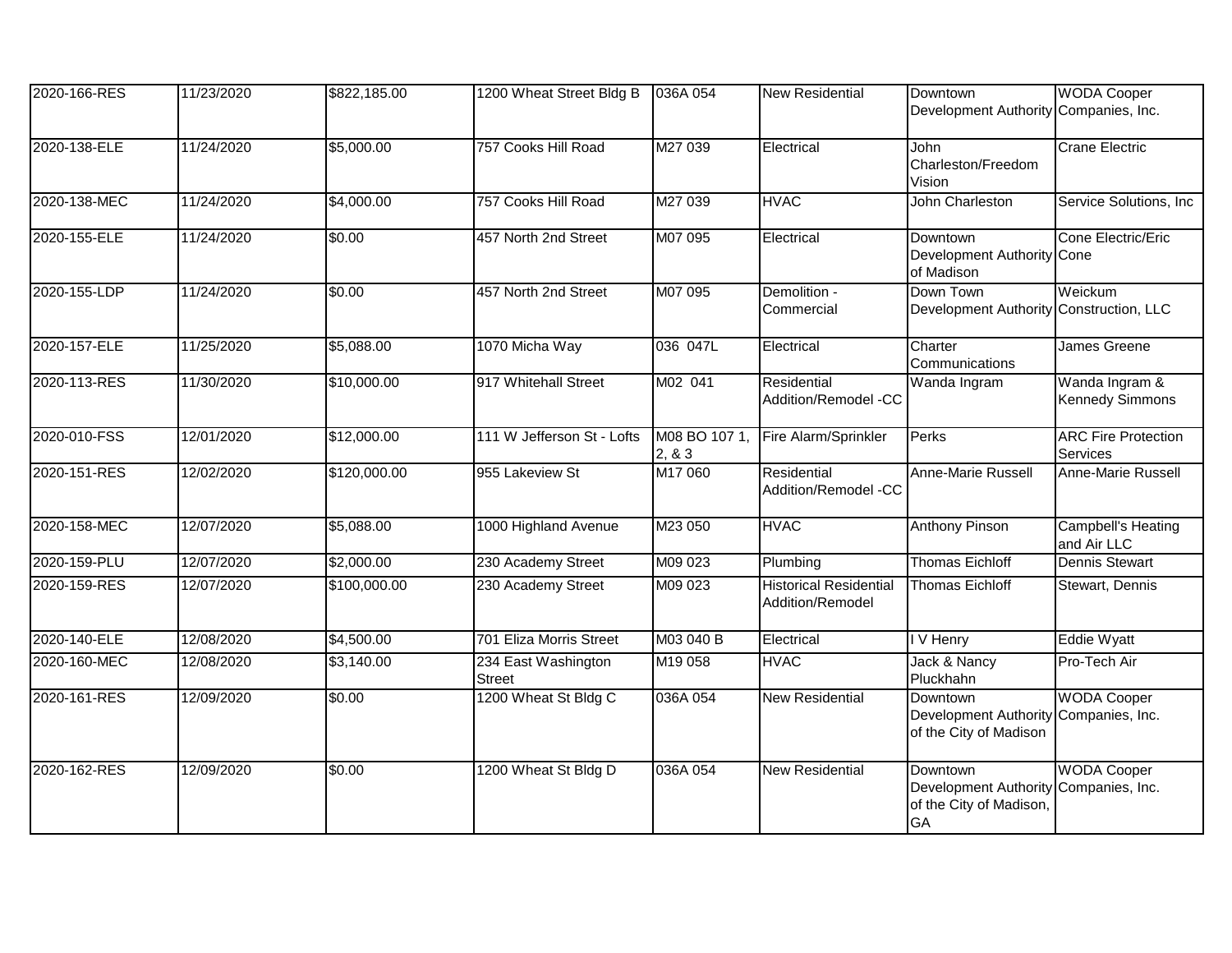| 2020-166-RES | 11/23/2020 | $822,185.00 | 1200 Wheat Street Bldg B | 036A 054 | New Residential | Downtown Development Authority | WODA Cooper Companies, Inc. |
|---|---|---|---|---|---|---|---|
| 2020-138-ELE | 11/24/2020 | $5,000.00 | 757 Cooks Hill Road | M27 039 | Electrical | John Charleston/Freedom Vision | Crane Electric |
| 2020-138-MEC | 11/24/2020 | $4,000.00 | 757 Cooks Hill Road | M27 039 | HVAC | John Charleston | Service Solutions, Inc |
| 2020-155-ELE | 11/24/2020 | $0.00 | 457 North 2nd Street | M07 095 | Electrical | Downtown Development Authority of Madison | Cone Electric/Eric Cone |
| 2020-155-LDP | 11/24/2020 | $0.00 | 457 North 2nd Street | M07 095 | Demolition - Commercial | Down Town Development Authority | Weickum Construction, LLC |
| 2020-157-ELE | 11/25/2020 | $5,088.00 | 1070 Micha Way | 036 047L | Electrical | Charter Communications | James Greene |
| 2020-113-RES | 11/30/2020 | $10,000.00 | 917 Whitehall Street | M02 041 | Residential Addition/Remodel -CC | Wanda Ingram | Wanda Ingram & Kennedy Simmons |
| 2020-010-FSS | 12/01/2020 | $12,000.00 | 111 W Jefferson St - Lofts | M08 BO 107 1, 2, & 3 | Fire Alarm/Sprinkler | Perks | ARC Fire Protection Services |
| 2020-151-RES | 12/02/2020 | $120,000.00 | 955 Lakeview St | M17 060 | Residential Addition/Remodel -CC | Anne-Marie Russell | Anne-Marie Russell |
| 2020-158-MEC | 12/07/2020 | $5,088.00 | 1000 Highland Avenue | M23 050 | HVAC | Anthony Pinson | Campbell's Heating and Air LLC |
| 2020-159-PLU | 12/07/2020 | $2,000.00 | 230 Academy Street | M09 023 | Plumbing | Thomas Eichloff | Dennis Stewart |
| 2020-159-RES | 12/07/2020 | $100,000.00 | 230 Academy Street | M09 023 | Historical Residential Addition/Remodel | Thomas Eichloff | Stewart, Dennis |
| 2020-140-ELE | 12/08/2020 | $4,500.00 | 701 Eliza Morris Street | M03 040 B | Electrical | I V Henry | Eddie Wyatt |
| 2020-160-MEC | 12/08/2020 | $3,140.00 | 234 East Washington Street | M19 058 | HVAC | Jack & Nancy Pluckhahn | Pro-Tech Air |
| 2020-161-RES | 12/09/2020 | $0.00 | 1200 Wheat St Bldg C | 036A 054 | New Residential | Downtown Development Authority of the City of Madison | WODA Cooper Companies, Inc. |
| 2020-162-RES | 12/09/2020 | $0.00 | 1200 Wheat St Bldg D | 036A 054 | New Residential | Downtown Development Authority of the City of Madison, GA | WODA Cooper Companies, Inc. |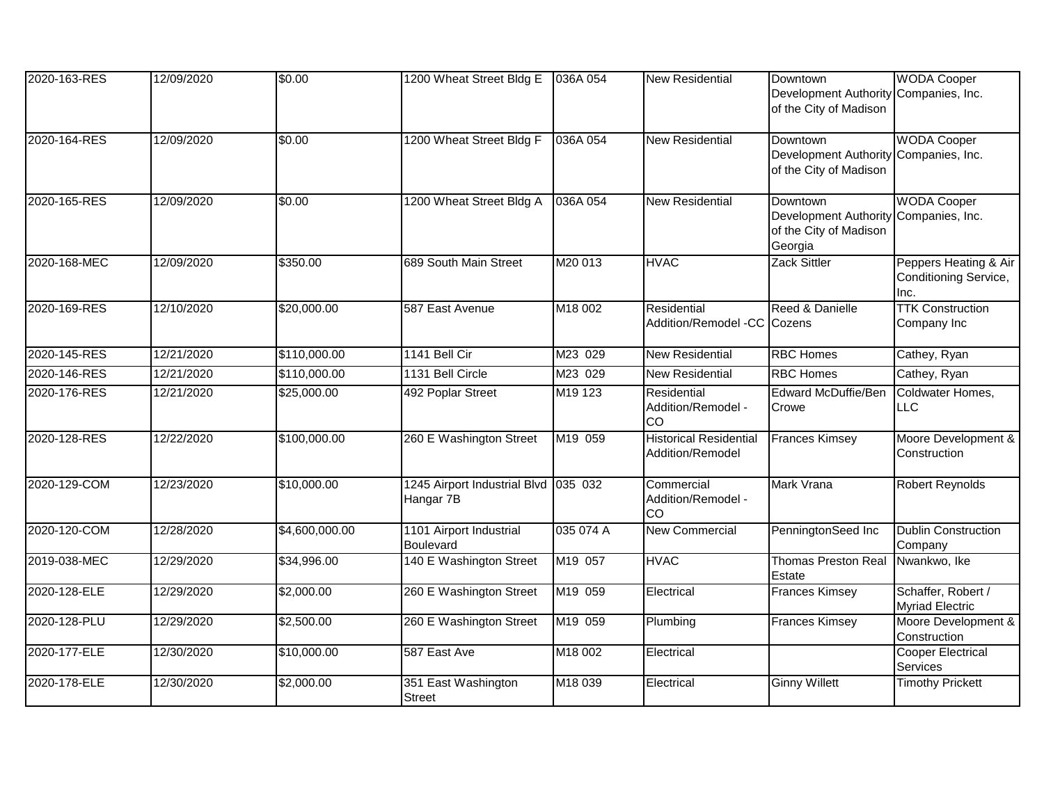| | | | | | | | |
|---|---|---|---|---|---|---|---|
| 2020-163-RES | 12/09/2020 | $0.00 | 1200 Wheat Street Bldg E | 036A 054 | New Residential | Downtown Development Authority of the City of Madison | WODA Cooper Companies, Inc. |
| 2020-164-RES | 12/09/2020 | $0.00 | 1200 Wheat Street Bldg F | 036A 054 | New Residential | Downtown Development Authority of the City of Madison | WODA Cooper Companies, Inc. |
| 2020-165-RES | 12/09/2020 | $0.00 | 1200 Wheat Street Bldg A | 036A 054 | New Residential | Downtown Development Authority of the City of Madison Georgia | WODA Cooper Companies, Inc. |
| 2020-168-MEC | 12/09/2020 | $350.00 | 689 South Main Street | M20 013 | HVAC | Zack Sittler | Peppers Heating & Air Conditioning Service, Inc. |
| 2020-169-RES | 12/10/2020 | $20,000.00 | 587 East Avenue | M18 002 | Residential Addition/Remodel -CC | Reed & Danielle Cozens | TTK Construction Company Inc |
| 2020-145-RES | 12/21/2020 | $110,000.00 | 1141 Bell Cir | M23 029 | New Residential | RBC Homes | Cathey, Ryan |
| 2020-146-RES | 12/21/2020 | $110,000.00 | 1131 Bell Circle | M23 029 | New Residential | RBC Homes | Cathey, Ryan |
| 2020-176-RES | 12/21/2020 | $25,000.00 | 492 Poplar Street | M19 123 | Residential Addition/Remodel - CO | Edward McDuffie/Ben Crowe | Coldwater Homes, LLC |
| 2020-128-RES | 12/22/2020 | $100,000.00 | 260 E Washington Street | M19 059 | Historical Residential Addition/Remodel | Frances Kimsey | Moore Development & Construction |
| 2020-129-COM | 12/23/2020 | $10,000.00 | 1245 Airport Industrial Blvd Hangar 7B | 035 032 | Commercial Addition/Remodel - CO | Mark Vrana | Robert Reynolds |
| 2020-120-COM | 12/28/2020 | $4,600,000.00 | 1101 Airport Industrial Boulevard | 035 074 A | New Commercial | PenningtonSeed Inc | Dublin Construction Company |
| 2019-038-MEC | 12/29/2020 | $34,996.00 | 140 E Washington Street | M19 057 | HVAC | Thomas Preston Real Estate | Nwankwo, Ike |
| 2020-128-ELE | 12/29/2020 | $2,000.00 | 260 E Washington Street | M19 059 | Electrical | Frances Kimsey | Schaffer, Robert / Myriad Electric |
| 2020-128-PLU | 12/29/2020 | $2,500.00 | 260 E Washington Street | M19 059 | Plumbing | Frances Kimsey | Moore Development & Construction |
| 2020-177-ELE | 12/30/2020 | $10,000.00 | 587 East Ave | M18 002 | Electrical | | Cooper Electrical Services |
| 2020-178-ELE | 12/30/2020 | $2,000.00 | 351 East Washington Street | M18 039 | Electrical | Ginny Willett | Timothy Prickett |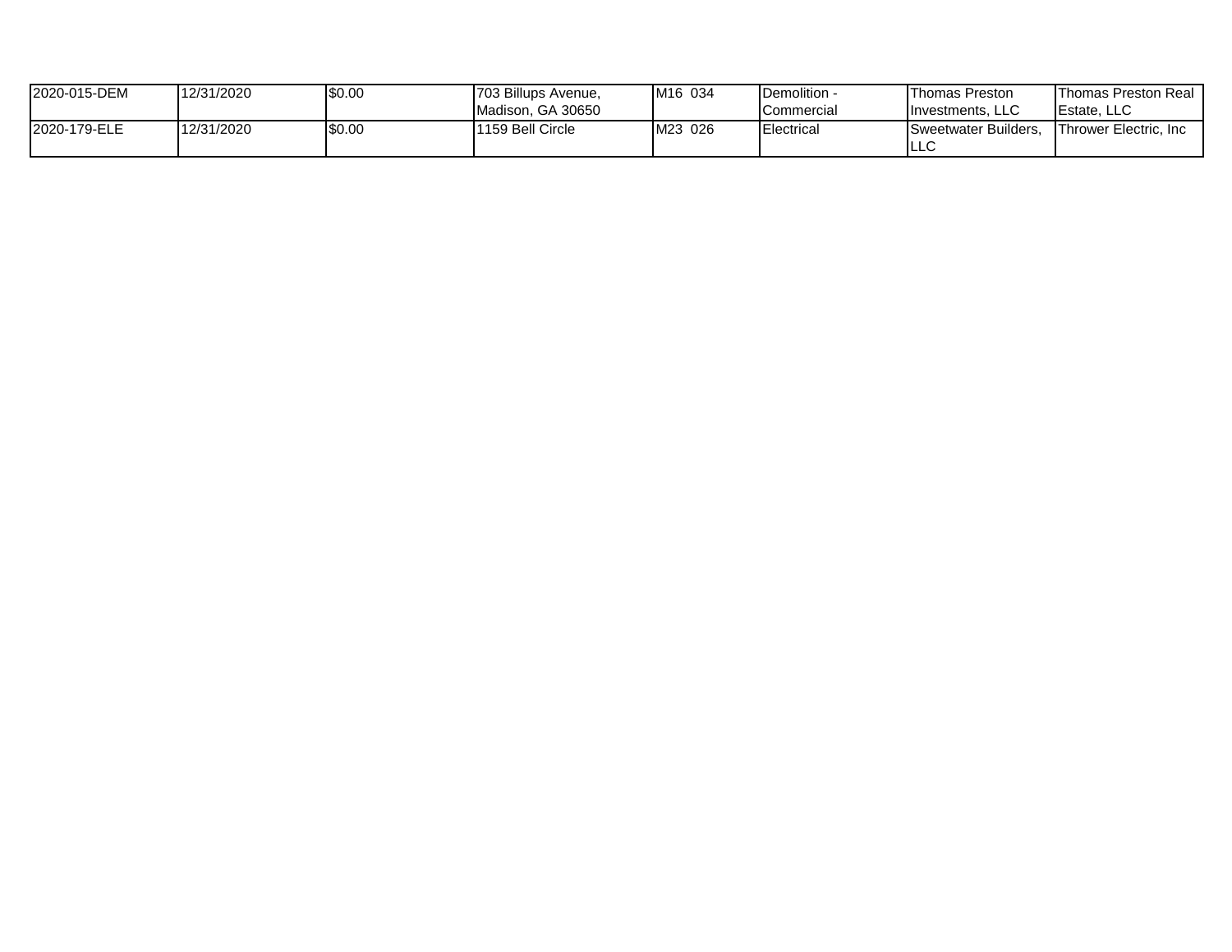| | | | | | | | |
|---|---|---|---|---|---|---|---|
| 2020-015-DEM | 12/31/2020 | $0.00 | 703 Billups Avenue, Madison, GA 30650 | M16 034 | Demolition - Commercial | Thomas Preston Investments, LLC | Thomas Preston Real Estate, LLC |
| 2020-179-ELE | 12/31/2020 | $0.00 | 1159 Bell Circle | M23 026 | Electrical | Sweetwater Builders, LLC | Thrower Electric, Inc |